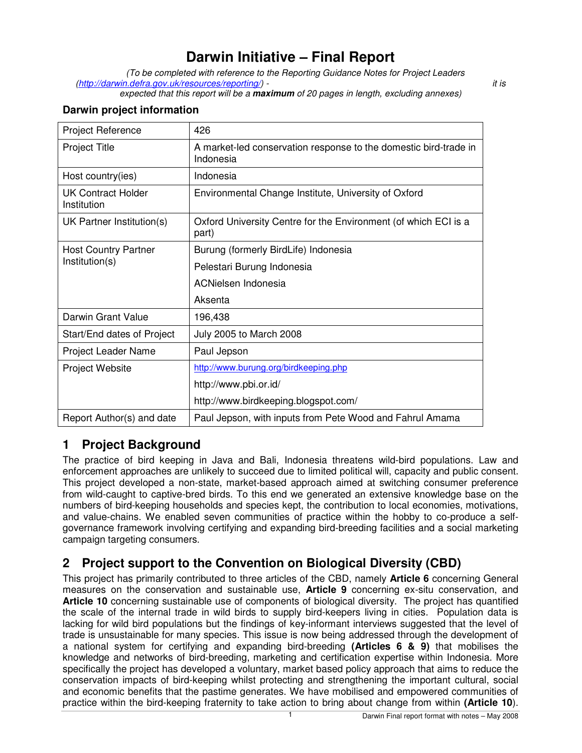# Darwin Initiative – Final Report

*(To be completed with reference to the Reporting Guidance Notes for Project Leaders (http://darwin.defra.gov.uk/resources/reporting/) - it is expected that this report will be a **maximum** of 20 pages in length, excluding annexes)*

### Darwin project information

| | |
|---|---|
| Project Reference | 426 |
| Project Title | A market-led conservation response to the domestic bird-trade in Indonesia |
| Host country(ies) | Indonesia |
| UK Contract Holder Institution | Environmental Change Institute, University of Oxford |
| UK Partner Institution(s) | Oxford University Centre for the Environment (of which ECI is a part) |
| Host Country Partner Institution(s) | Burung (formerly BirdLife) Indonesia<br>Pelestari Burung Indonesia<br>ACNielsen Indonesia<br>Aksenta |
| Darwin Grant Value | 196,438 |
| Start/End dates of Project | July 2005 to March 2008 |
| Project Leader Name | Paul Jepson |
| Project Website | http://www.burung.org/birdkeeping.php<br>http://www.pbi.or.id/<br>http://www.birdkeeping.blogspot.com/ |
| Report Author(s) and date | Paul Jepson, with inputs from Pete Wood and Fahrul Amama |

## 1 Project Background

The practice of bird keeping in Java and Bali, Indonesia threatens wild-bird populations. Law and enforcement approaches are unlikely to succeed due to limited political will, capacity and public consent. This project developed a non-state, market-based approach aimed at switching consumer preference from wild-caught to captive-bred birds. To this end we generated an extensive knowledge base on the numbers of bird-keeping households and species kept, the contribution to local economies, motivations, and value-chains. We enabled seven communities of practice within the hobby to co-produce a self-governance framework involving certifying and expanding bird-breeding facilities and a social marketing campaign targeting consumers.

## 2 Project support to the Convention on Biological Diversity (CBD)

This project has primarily contributed to three articles of the CBD, namely **Article 6** concerning General measures on the conservation and sustainable use, **Article 9** concerning ex-situ conservation, and **Article 10** concerning sustainable use of components of biological diversity. The project has quantified the scale of the internal trade in wild birds to supply bird-keepers living in cities. Population data is lacking for wild bird populations but the findings of key-informant interviews suggested that the level of trade is unsustainable for many species. This issue is now being addressed through the development of a national system for certifying and expanding bird-breeding **(Articles 6 & 9)** that mobilises the knowledge and networks of bird-breeding, marketing and certification expertise within Indonesia. More specifically the project has developed a voluntary, market based policy approach that aims to reduce the conservation impacts of bird-keeping whilst protecting and strengthening the important cultural, social and economic benefits that the pastime generates. We have mobilised and empowered communities of practice within the bird-keeping fraternity to take action to bring about change from within **(Article 10)**.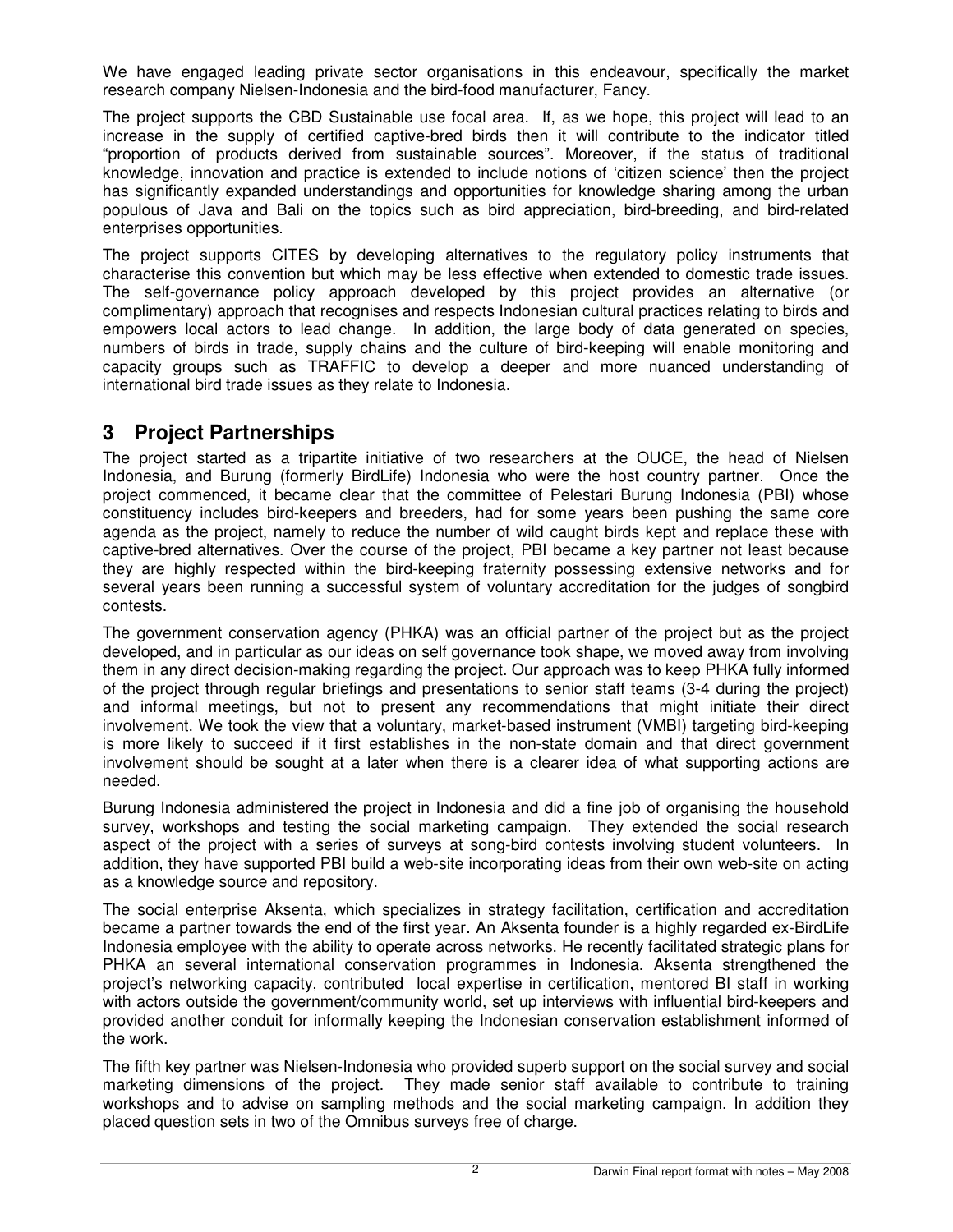We have engaged leading private sector organisations in this endeavour, specifically the market research company Nielsen-Indonesia and the bird-food manufacturer, Fancy.

The project supports the CBD Sustainable use focal area. If, as we hope, this project will lead to an increase in the supply of certified captive-bred birds then it will contribute to the indicator titled "proportion of products derived from sustainable sources". Moreover, if the status of traditional knowledge, innovation and practice is extended to include notions of 'citizen science' then the project has significantly expanded understandings and opportunities for knowledge sharing among the urban populous of Java and Bali on the topics such as bird appreciation, bird-breeding, and bird-related enterprises opportunities.

The project supports CITES by developing alternatives to the regulatory policy instruments that characterise this convention but which may be less effective when extended to domestic trade issues. The self-governance policy approach developed by this project provides an alternative (or complimentary) approach that recognises and respects Indonesian cultural practices relating to birds and empowers local actors to lead change. In addition, the large body of data generated on species, numbers of birds in trade, supply chains and the culture of bird-keeping will enable monitoring and capacity groups such as TRAFFIC to develop a deeper and more nuanced understanding of international bird trade issues as they relate to Indonesia.

# 3 Project Partnerships

The project started as a tripartite initiative of two researchers at the OUCE, the head of Nielsen Indonesia, and Burung (formerly BirdLife) Indonesia who were the host country partner. Once the project commenced, it became clear that the committee of Pelestari Burung Indonesia (PBI) whose constituency includes bird-keepers and breeders, had for some years been pushing the same core agenda as the project, namely to reduce the number of wild caught birds kept and replace these with captive-bred alternatives. Over the course of the project, PBI became a key partner not least because they are highly respected within the bird-keeping fraternity possessing extensive networks and for several years been running a successful system of voluntary accreditation for the judges of songbird contests.

The government conservation agency (PHKA) was an official partner of the project but as the project developed, and in particular as our ideas on self governance took shape, we moved away from involving them in any direct decision-making regarding the project. Our approach was to keep PHKA fully informed of the project through regular briefings and presentations to senior staff teams (3-4 during the project) and informal meetings, but not to present any recommendations that might initiate their direct involvement. We took the view that a voluntary, market-based instrument (VMBI) targeting bird-keeping is more likely to succeed if it first establishes in the non-state domain and that direct government involvement should be sought at a later when there is a clearer idea of what supporting actions are needed.

Burung Indonesia administered the project in Indonesia and did a fine job of organising the household survey, workshops and testing the social marketing campaign. They extended the social research aspect of the project with a series of surveys at song-bird contests involving student volunteers. In addition, they have supported PBI build a web-site incorporating ideas from their own web-site on acting as a knowledge source and repository.

The social enterprise Aksenta, which specializes in strategy facilitation, certification and accreditation became a partner towards the end of the first year. An Aksenta founder is a highly regarded ex-BirdLife Indonesia employee with the ability to operate across networks. He recently facilitated strategic plans for PHKA an several international conservation programmes in Indonesia. Aksenta strengthened the project's networking capacity, contributed local expertise in certification, mentored BI staff in working with actors outside the government/community world, set up interviews with influential bird-keepers and provided another conduit for informally keeping the Indonesian conservation establishment informed of the work.

The fifth key partner was Nielsen-Indonesia who provided superb support on the social survey and social marketing dimensions of the project. They made senior staff available to contribute to training workshops and to advise on sampling methods and the social marketing campaign. In addition they placed question sets in two of the Omnibus surveys free of charge.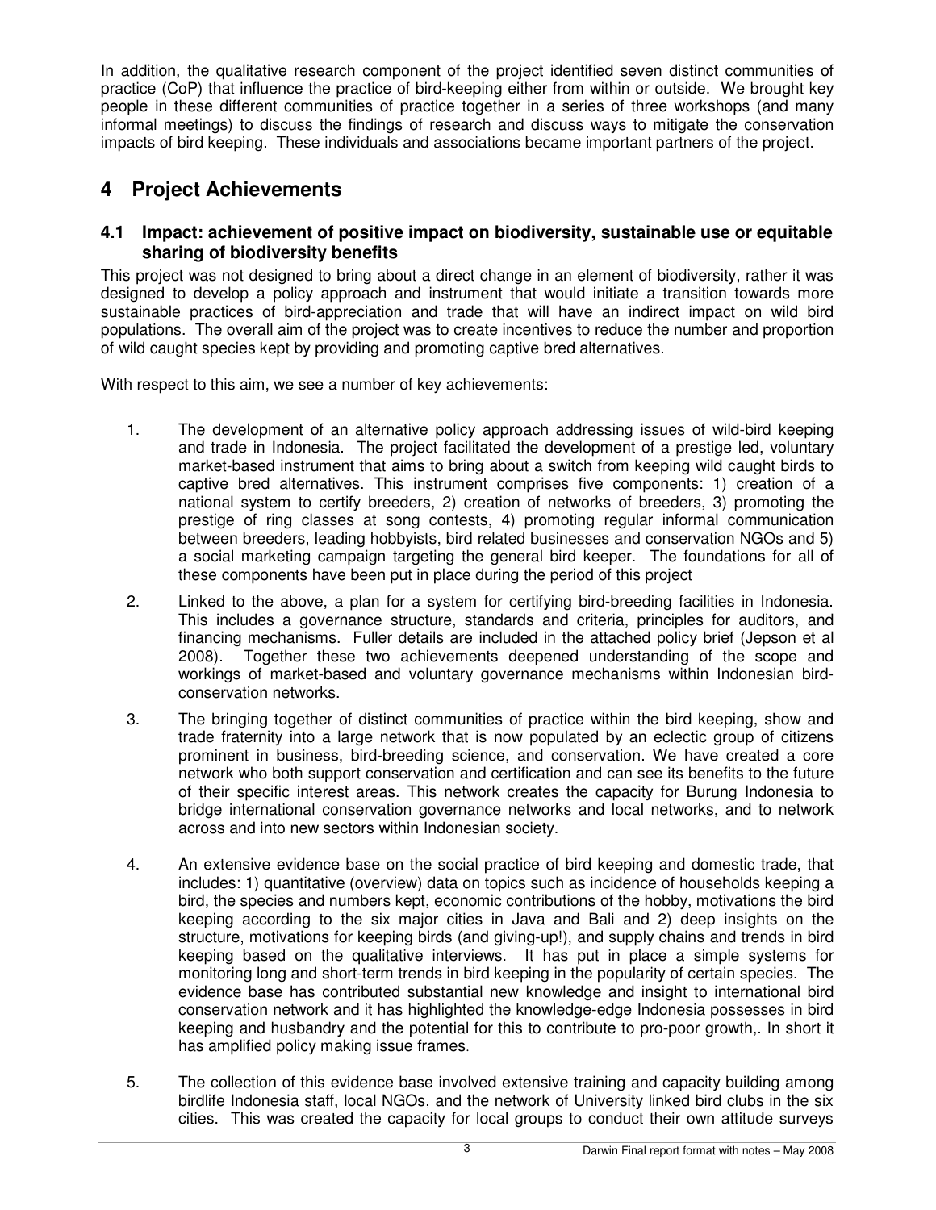In addition, the qualitative research component of the project identified seven distinct communities of practice (CoP) that influence the practice of bird-keeping either from within or outside. We brought key people in these different communities of practice together in a series of three workshops (and many informal meetings) to discuss the findings of research and discuss ways to mitigate the conservation impacts of bird keeping. These individuals and associations became important partners of the project.

# 4 Project Achievements

## 4.1 Impact: achievement of positive impact on biodiversity, sustainable use or equitable sharing of biodiversity benefits

This project was not designed to bring about a direct change in an element of biodiversity, rather it was designed to develop a policy approach and instrument that would initiate a transition towards more sustainable practices of bird-appreciation and trade that will have an indirect impact on wild bird populations. The overall aim of the project was to create incentives to reduce the number and proportion of wild caught species kept by providing and promoting captive bred alternatives.

With respect to this aim, we see a number of key achievements:

1. The development of an alternative policy approach addressing issues of wild-bird keeping and trade in Indonesia. The project facilitated the development of a prestige led, voluntary market-based instrument that aims to bring about a switch from keeping wild caught birds to captive bred alternatives. This instrument comprises five components: 1) creation of a national system to certify breeders, 2) creation of networks of breeders, 3) promoting the prestige of ring classes at song contests, 4) promoting regular informal communication between breeders, leading hobbyists, bird related businesses and conservation NGOs and 5) a social marketing campaign targeting the general bird keeper. The foundations for all of these components have been put in place during the period of this project

2. Linked to the above, a plan for a system for certifying bird-breeding facilities in Indonesia. This includes a governance structure, standards and criteria, principles for auditors, and financing mechanisms. Fuller details are included in the attached policy brief (Jepson et al 2008). Together these two achievements deepened understanding of the scope and workings of market-based and voluntary governance mechanisms within Indonesian bird-conservation networks.

3. The bringing together of distinct communities of practice within the bird keeping, show and trade fraternity into a large network that is now populated by an eclectic group of citizens prominent in business, bird-breeding science, and conservation. We have created a core network who both support conservation and certification and can see its benefits to the future of their specific interest areas. This network creates the capacity for Burung Indonesia to bridge international conservation governance networks and local networks, and to network across and into new sectors within Indonesian society.

4. An extensive evidence base on the social practice of bird keeping and domestic trade, that includes: 1) quantitative (overview) data on topics such as incidence of households keeping a bird, the species and numbers kept, economic contributions of the hobby, motivations the bird keeping according to the six major cities in Java and Bali and 2) deep insights on the structure, motivations for keeping birds (and giving-up!), and supply chains and trends in bird keeping based on the qualitative interviews. It has put in place a simple systems for monitoring long and short-term trends in bird keeping in the popularity of certain species. The evidence base has contributed substantial new knowledge and insight to international bird conservation network and it has highlighted the knowledge-edge Indonesia possesses in bird keeping and husbandry and the potential for this to contribute to pro-poor growth,. In short it has amplified policy making issue frames.

5. The collection of this evidence base involved extensive training and capacity building among birdlife Indonesia staff, local NGOs, and the network of University linked bird clubs in the six cities. This was created the capacity for local groups to conduct their own attitude surveys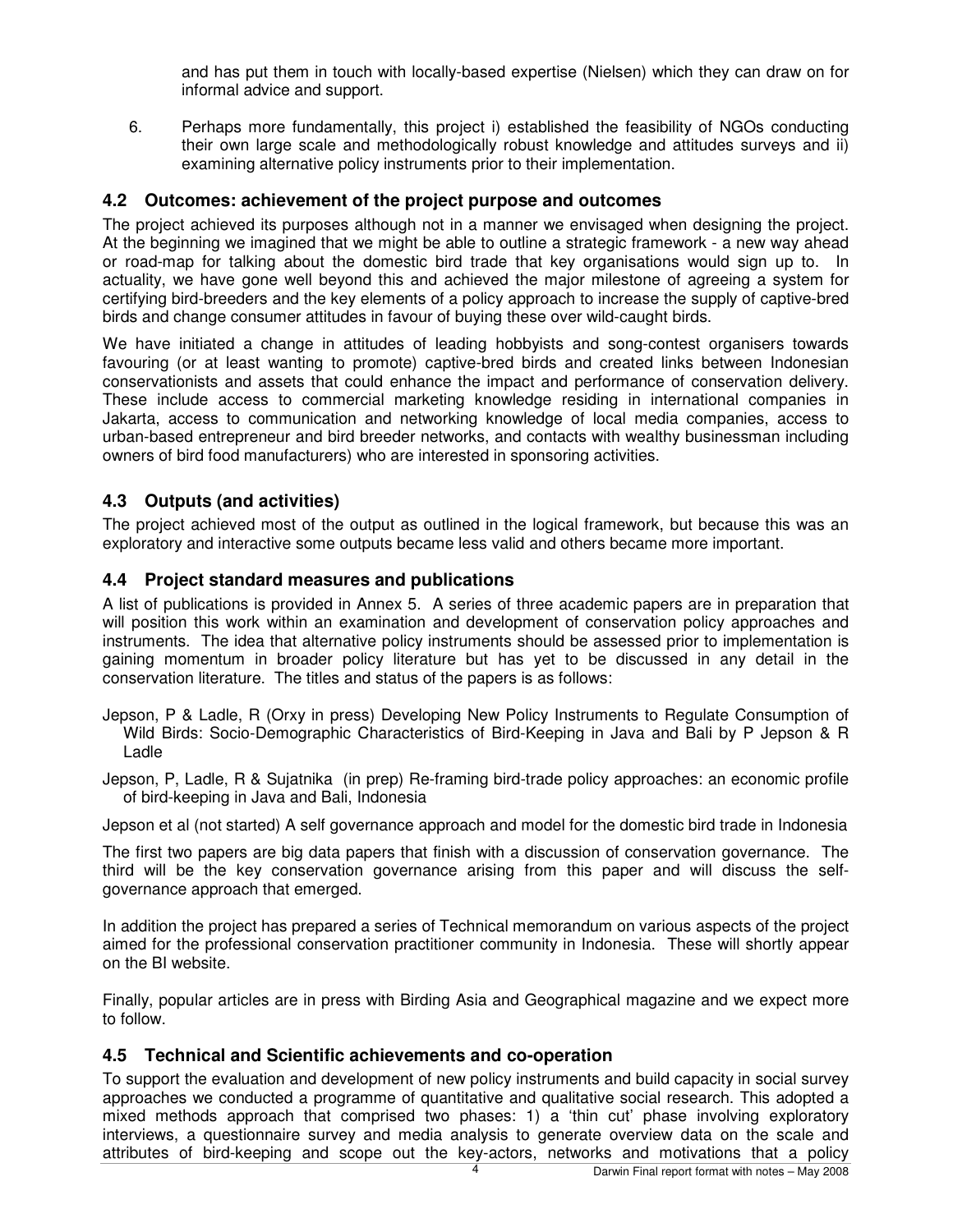and has put them in touch with locally-based expertise (Nielsen) which they can draw on for informal advice and support.

6. Perhaps more fundamentally, this project i) established the feasibility of NGOs conducting their own large scale and methodologically robust knowledge and attitudes surveys and ii) examining alternative policy instruments prior to their implementation.

## 4.2 Outcomes: achievement of the project purpose and outcomes

The project achieved its purposes although not in a manner we envisaged when designing the project. At the beginning we imagined that we might be able to outline a strategic framework - a new way ahead or road-map for talking about the domestic bird trade that key organisations would sign up to. In actuality, we have gone well beyond this and achieved the major milestone of agreeing a system for certifying bird-breeders and the key elements of a policy approach to increase the supply of captive-bred birds and change consumer attitudes in favour of buying these over wild-caught birds.

We have initiated a change in attitudes of leading hobbyists and song-contest organisers towards favouring (or at least wanting to promote) captive-bred birds and created links between Indonesian conservationists and assets that could enhance the impact and performance of conservation delivery. These include access to commercial marketing knowledge residing in international companies in Jakarta, access to communication and networking knowledge of local media companies, access to urban-based entrepreneur and bird breeder networks, and contacts with wealthy businessman including owners of bird food manufacturers) who are interested in sponsoring activities.

## 4.3 Outputs (and activities)

The project achieved most of the output as outlined in the logical framework, but because this was an exploratory and interactive some outputs became less valid and others became more important.

## 4.4 Project standard measures and publications

A list of publications is provided in Annex 5. A series of three academic papers are in preparation that will position this work within an examination and development of conservation policy approaches and instruments. The idea that alternative policy instruments should be assessed prior to implementation is gaining momentum in broader policy literature but has yet to be discussed in any detail in the conservation literature. The titles and status of the papers is as follows:

Jepson, P & Ladle, R (Orxy in press) Developing New Policy Instruments to Regulate Consumption of Wild Birds: Socio-Demographic Characteristics of Bird-Keeping in Java and Bali by P Jepson & R Ladle

Jepson, P, Ladle, R & Sujatnika (in prep) Re-framing bird-trade policy approaches: an economic profile of bird-keeping in Java and Bali, Indonesia

Jepson et al (not started) A self governance approach and model for the domestic bird trade in Indonesia

The first two papers are big data papers that finish with a discussion of conservation governance. The third will be the key conservation governance arising from this paper and will discuss the self-governance approach that emerged.

In addition the project has prepared a series of Technical memorandum on various aspects of the project aimed for the professional conservation practitioner community in Indonesia. These will shortly appear on the BI website.

Finally, popular articles are in press with Birding Asia and Geographical magazine and we expect more to follow.

## 4.5 Technical and Scientific achievements and co-operation

To support the evaluation and development of new policy instruments and build capacity in social survey approaches we conducted a programme of quantitative and qualitative social research. This adopted a mixed methods approach that comprised two phases: 1) a 'thin cut' phase involving exploratory interviews, a questionnaire survey and media analysis to generate overview data on the scale and attributes of bird-keeping and scope out the key-actors, networks and motivations that a policy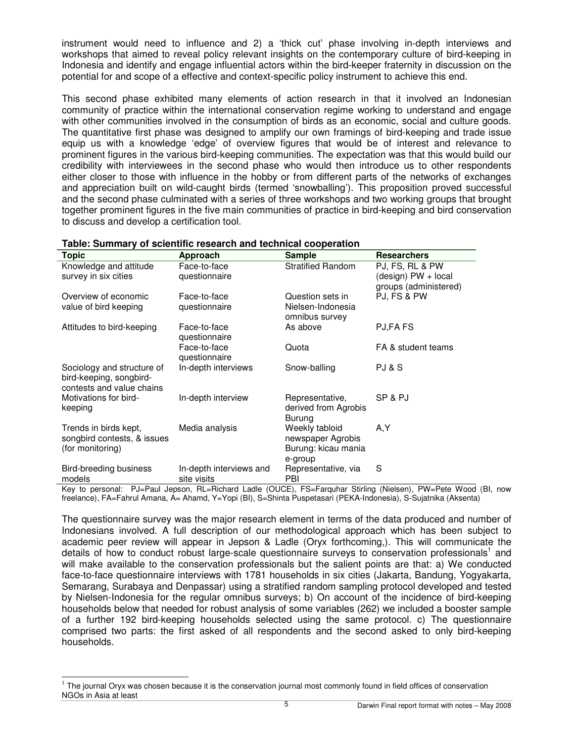instrument would need to influence and 2) a 'thick cut' phase involving in-depth interviews and workshops that aimed to reveal policy relevant insights on the contemporary culture of bird-keeping in Indonesia and identify and engage influential actors within the bird-keeper fraternity in discussion on the potential for and scope of a effective and context-specific policy instrument to achieve this end.

This second phase exhibited many elements of action research in that it involved an Indonesian community of practice within the international conservation regime working to understand and engage with other communities involved in the consumption of birds as an economic, social and culture goods. The quantitative first phase was designed to amplify our own framings of bird-keeping and trade issue equip us with a knowledge 'edge' of overview figures that would be of interest and relevance to prominent figures in the various bird-keeping communities. The expectation was that this would build our credibility with interviewees in the second phase who would then introduce us to other respondents either closer to those with influence in the hobby or from different parts of the networks of exchanges and appreciation built on wild-caught birds (termed 'snowballing'). This proposition proved successful and the second phase culminated with a series of three workshops and two working groups that brought together prominent figures in the five main communities of practice in bird-keeping and bird conservation to discuss and develop a certification tool.

**Table: Summary of scientific research and technical cooperation**

| Topic | Approach | Sample | Researchers |
|---|---|---|---|
| Knowledge and attitude survey in six cities | Face-to-face questionnaire | Stratified Random | PJ, FS, RL & PW (design) PW + local groups (administered) |
| Overview of economic value of bird keeping | Face-to-face questionnaire | Question sets in Nielsen-Indonesia omnibus survey | PJ, FS & PW |
| Attitudes to bird-keeping | Face-to-face questionnaire | As above | PJ,FA FS |
| | Face-to-face questionnaire | Quota | FA & student teams |
| Sociology and structure of bird-keeping, songbird-contests and value chains | In-depth interviews | Snow-balling | PJ & S |
| Motivations for bird-keeping | In-depth interview | Representative, derived from Agrobis Burung | SP & PJ |
| Trends in birds kept, songbird contests, & issues (for monitoring) | Media analysis | Weekly tabloid newspaper Agrobis Burung: kicau mania e-group | A,Y |
| Bird-breeding business models | In-depth interviews and site visits | Representative, via PBI | S |

Key to personal: PJ=Paul Jepson, RL=Richard Ladle (OUCE), FS=Farquhar Stirling (Nielsen), PW=Pete Wood (BI, now freelance), FA=Fahrul Amana, A= Ahamd, Y=Yopi (BI), S=Shinta Puspetasari (PEKA-Indonesia), S-Sujatnika (Aksenta)

The questionnaire survey was the major research element in terms of the data produced and number of Indonesians involved. A full description of our methodological approach which has been subject to academic peer review will appear in Jepson & Ladle (Oryx forthcoming,). This will communicate the details of how to conduct robust large-scale questionnaire surveys to conservation professionals[1] and will make available to the conservation professionals but the salient points are that: a) We conducted face-to-face questionnaire interviews with 1781 households in six cities (Jakarta, Bandung, Yogyakarta, Semarang, Surabaya and Denpassar) using a stratified random sampling protocol developed and tested by Nielsen-Indonesia for the regular omnibus surveys; b) On account of the incidence of bird-keeping households below that needed for robust analysis of some variables (262) we included a booster sample of a further 192 bird-keeping households selected using the same protocol. c) The questionnaire comprised two parts: the first asked of all respondents and the second asked to only bird-keeping households.

[1] The journal Oryx was chosen because it is the conservation journal most commonly found in field offices of conservation NGOs in Asia at least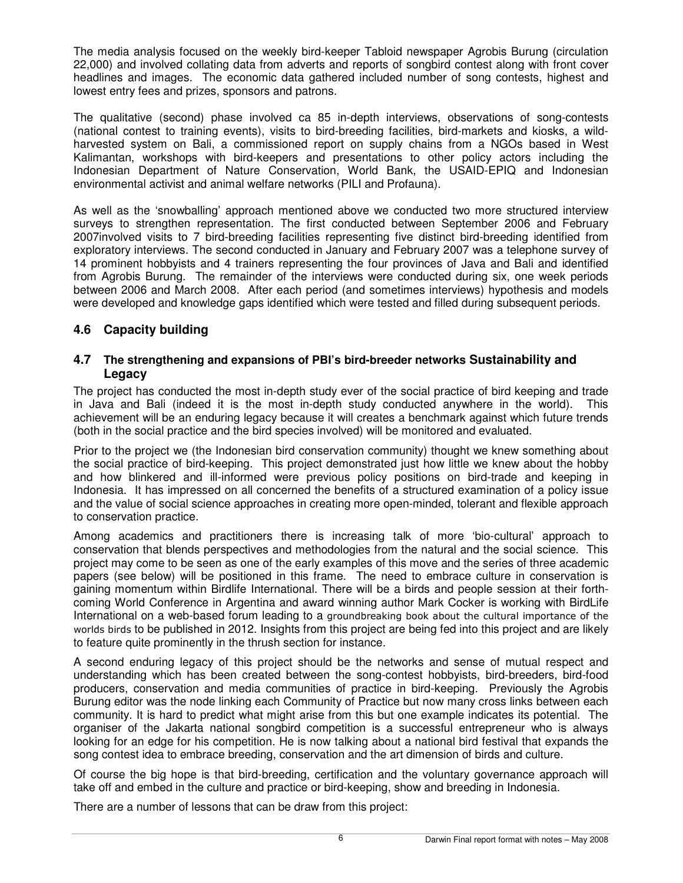The media analysis focused on the weekly bird-keeper Tabloid newspaper Agrobis Burung (circulation 22,000) and involved collating data from adverts and reports of songbird contest along with front cover headlines and images. The economic data gathered included number of song contests, highest and lowest entry fees and prizes, sponsors and patrons.

The qualitative (second) phase involved ca 85 in-depth interviews, observations of song-contests (national contest to training events), visits to bird-breeding facilities, bird-markets and kiosks, a wild-harvested system on Bali, a commissioned report on supply chains from a NGOs based in West Kalimantan, workshops with bird-keepers and presentations to other policy actors including the Indonesian Department of Nature Conservation, World Bank, the USAID-EPIQ and Indonesian environmental activist and animal welfare networks (PILI and Profauna).

As well as the 'snowballing' approach mentioned above we conducted two more structured interview surveys to strengthen representation. The first conducted between September 2006 and February 2007involved visits to 7 bird-breeding facilities representing five distinct bird-breeding identified from exploratory interviews. The second conducted in January and February 2007 was a telephone survey of 14 prominent hobbyists and 4 trainers representing the four provinces of Java and Bali and identified from Agrobis Burung. The remainder of the interviews were conducted during six, one week periods between 2006 and March 2008. After each period (and sometimes interviews) hypothesis and models were developed and knowledge gaps identified which were tested and filled during subsequent periods.

## 4.6 Capacity building

### 4.7 The strengthening and expansions of PBI's bird-breeder networks Sustainability and Legacy

The project has conducted the most in-depth study ever of the social practice of bird keeping and trade in Java and Bali (indeed it is the most in-depth study conducted anywhere in the world). This achievement will be an enduring legacy because it will creates a benchmark against which future trends (both in the social practice and the bird species involved) will be monitored and evaluated.

Prior to the project we (the Indonesian bird conservation community) thought we knew something about the social practice of bird-keeping. This project demonstrated just how little we knew about the hobby and how blinkered and ill-informed were previous policy positions on bird-trade and keeping in Indonesia. It has impressed on all concerned the benefits of a structured examination of a policy issue and the value of social science approaches in creating more open-minded, tolerant and flexible approach to conservation practice.

Among academics and practitioners there is increasing talk of more 'bio-cultural' approach to conservation that blends perspectives and methodologies from the natural and the social science. This project may come to be seen as one of the early examples of this move and the series of three academic papers (see below) will be positioned in this frame. The need to embrace culture in conservation is gaining momentum within Birdlife International. There will be a birds and people session at their forth-coming World Conference in Argentina and award winning author Mark Cocker is working with BirdLife International on a web-based forum leading to a groundbreaking book about the cultural importance of the worlds birds to be published in 2012. Insights from this project are being fed into this project and are likely to feature quite prominently in the thrush section for instance.

A second enduring legacy of this project should be the networks and sense of mutual respect and understanding which has been created between the song-contest hobbyists, bird-breeders, bird-food producers, conservation and media communities of practice in bird-keeping. Previously the Agrobis Burung editor was the node linking each Community of Practice but now many cross links between each community. It is hard to predict what might arise from this but one example indicates its potential. The organiser of the Jakarta national songbird competition is a successful entrepreneur who is always looking for an edge for his competition. He is now talking about a national bird festival that expands the song contest idea to embrace breeding, conservation and the art dimension of birds and culture.

Of course the big hope is that bird-breeding, certification and the voluntary governance approach will take off and embed in the culture and practice or bird-keeping, show and breeding in Indonesia.

There are a number of lessons that can be draw from this project: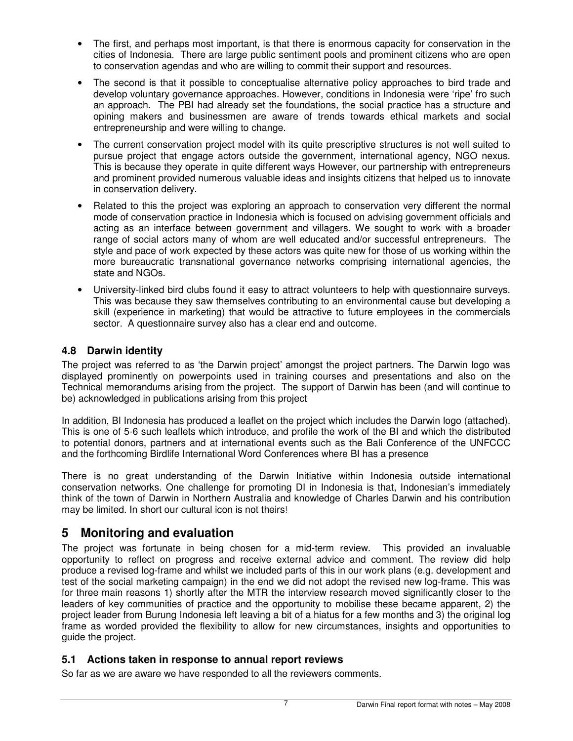- The first, and perhaps most important, is that there is enormous capacity for conservation in the cities of Indonesia. There are large public sentiment pools and prominent citizens who are open to conservation agendas and who are willing to commit their support and resources.
- The second is that it possible to conceptualise alternative policy approaches to bird trade and develop voluntary governance approaches. However, conditions in Indonesia were 'ripe' fro such an approach. The PBI had already set the foundations, the social practice has a structure and opining makers and businessmen are aware of trends towards ethical markets and social entrepreneurship and were willing to change.
- The current conservation project model with its quite prescriptive structures is not well suited to pursue project that engage actors outside the government, international agency, NGO nexus. This is because they operate in quite different ways However, our partnership with entrepreneurs and prominent provided numerous valuable ideas and insights citizens that helped us to innovate in conservation delivery.
- Related to this the project was exploring an approach to conservation very different the normal mode of conservation practice in Indonesia which is focused on advising government officials and acting as an interface between government and villagers. We sought to work with a broader range of social actors many of whom are well educated and/or successful entrepreneurs. The style and pace of work expected by these actors was quite new for those of us working within the more bureaucratic transnational governance networks comprising international agencies, the state and NGOs.
- University-linked bird clubs found it easy to attract volunteers to help with questionnaire surveys. This was because they saw themselves contributing to an environmental cause but developing a skill (experience in marketing) that would be attractive to future employees in the commercials sector. A questionnaire survey also has a clear end and outcome.

### 4.8 Darwin identity

The project was referred to as 'the Darwin project' amongst the project partners. The Darwin logo was displayed prominently on powerpoints used in training courses and presentations and also on the Technical memorandums arising from the project. The support of Darwin has been (and will continue to be) acknowledged in publications arising from this project

In addition, BI Indonesia has produced a leaflet on the project which includes the Darwin logo (attached). This is one of 5-6 such leaflets which introduce, and profile the work of the BI and which the distributed to potential donors, partners and at international events such as the Bali Conference of the UNFCCC and the forthcoming Birdlife International Word Conferences where BI has a presence

There is no great understanding of the Darwin Initiative within Indonesia outside international conservation networks. One challenge for promoting DI in Indonesia is that, Indonesian's immediately think of the town of Darwin in Northern Australia and knowledge of Charles Darwin and his contribution may be limited. In short our cultural icon is not theirs!

## 5 Monitoring and evaluation

The project was fortunate in being chosen for a mid-term review. This provided an invaluable opportunity to reflect on progress and receive external advice and comment. The review did help produce a revised log-frame and whilst we included parts of this in our work plans (e.g. development and test of the social marketing campaign) in the end we did not adopt the revised new log-frame. This was for three main reasons 1) shortly after the MTR the interview research moved significantly closer to the leaders of key communities of practice and the opportunity to mobilise these became apparent, 2) the project leader from Burung Indonesia left leaving a bit of a hiatus for a few months and 3) the original log frame as worded provided the flexibility to allow for new circumstances, insights and opportunities to guide the project.

### 5.1 Actions taken in response to annual report reviews

So far as we are aware we have responded to all the reviewers comments.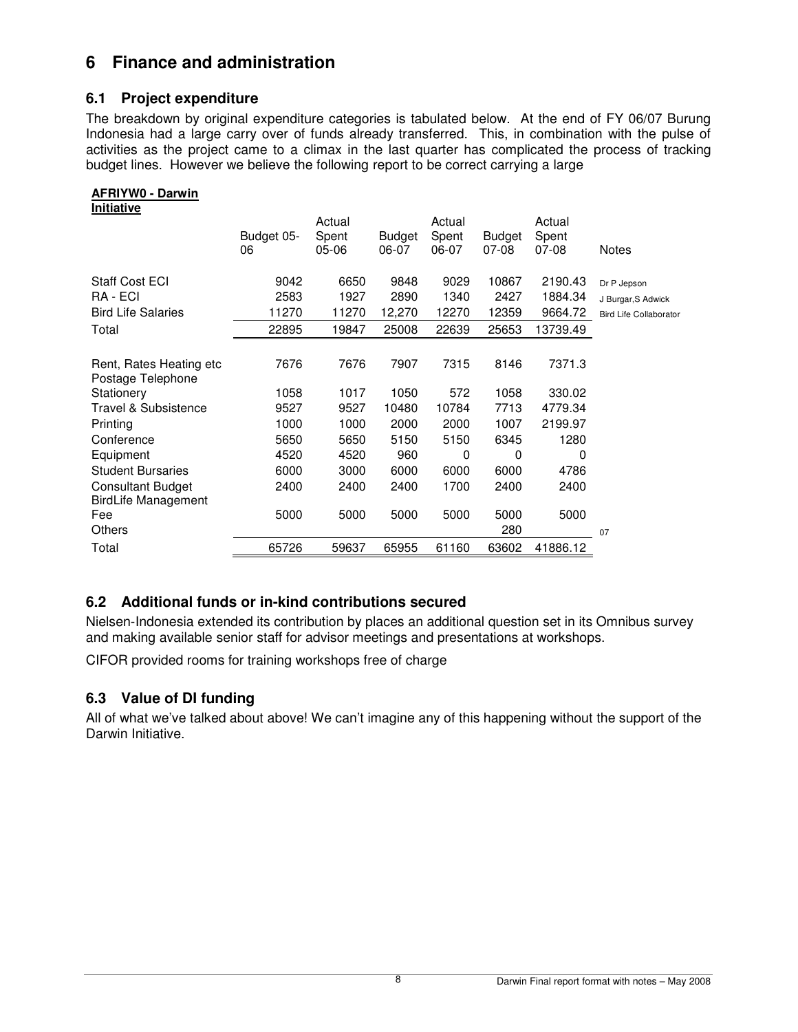# 6 Finance and administration

## 6.1 Project expenditure

The breakdown by original expenditure categories is tabulated below. At the end of FY 06/07 Burung Indonesia had a large carry over of funds already transferred. This, in combination with the pulse of activities as the project came to a climax in the last quarter has complicated the process of tracking budget lines. However we believe the following report to be correct carrying a large

**AFRIYW0 - Darwin Initiative**

| | Budget 05-06 | Actual Spent 05-06 | Budget 06-07 | Actual Spent 06-07 | Budget 07-08 | Actual Spent 07-08 | Notes |
|---|---|---|---|---|---|---|---|
| Staff Cost ECI | 9042 | 6650 | 9848 | 9029 | 10867 | 2190.43 | Dr P Jepson |
| RA - ECI | 2583 | 1927 | 2890 | 1340 | 2427 | 1884.34 | J Burgar,S Adwick |
| Bird Life Salaries | 11270 | 11270 | 12,270 | 12270 | 12359 | 9664.72 | Bird Life Collaborator |
| Total | 22895 | 19847 | 25008 | 22639 | 25653 | 13739.49 | |
| | | | | | | | |
| Rent, Rates Heating etc | 7676 | 7676 | 7907 | 7315 | 8146 | 7371.3 | |
| Postage Telephone Stationery | 1058 | 1017 | 1050 | 572 | 1058 | 330.02 | |
| Travel & Subsistence | 9527 | 9527 | 10480 | 10784 | 7713 | 4779.34 | |
| Printing | 1000 | 1000 | 2000 | 2000 | 1007 | 2199.97 | |
| Conference | 5650 | 5650 | 5150 | 5150 | 6345 | 1280 | |
| Equipment | 4520 | 4520 | 960 | 0 | 0 | 0 | |
| Student Bursaries | 6000 | 3000 | 6000 | 6000 | 6000 | 4786 | |
| Consultant Budget | 2400 | 2400 | 2400 | 1700 | 2400 | 2400 | |
| BirdLife Management Fee | 5000 | 5000 | 5000 | 5000 | 5000 | 5000 | |
| Others | | | | | 280 | | 07 |
| Total | 65726 | 59637 | 65955 | 61160 | 63602 | 41886.12 | |

## 6.2 Additional funds or in-kind contributions secured

Nielsen-Indonesia extended its contribution by places an additional question set in its Omnibus survey and making available senior staff for advisor meetings and presentations at workshops.

CIFOR provided rooms for training workshops free of charge

## 6.3 Value of DI funding

All of what we've talked about above! We can't imagine any of this happening without the support of the Darwin Initiative.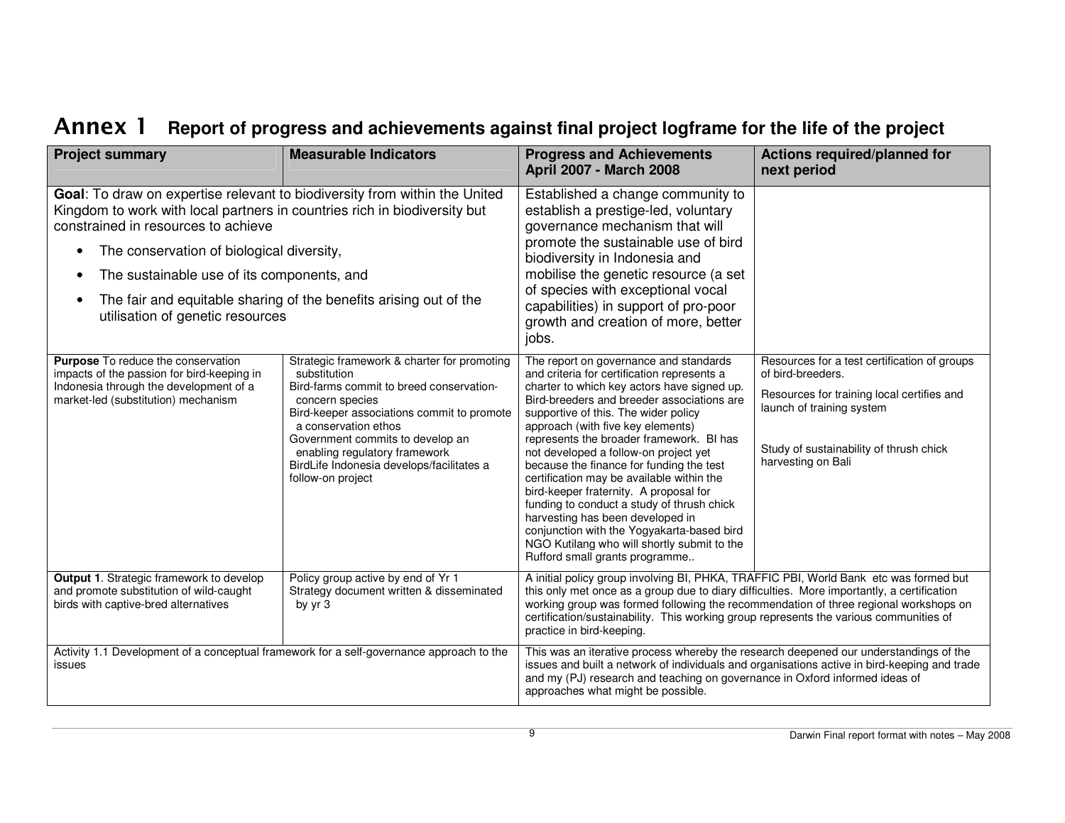## Annex 1 Report of progress and achievements against final project logframe for the life of the project

| Project summary | Measurable Indicators | Progress and Achievements April 2007 - March 2008 | Actions required/planned for next period |
|---|---|---|---|
| **Goal**: To draw on expertise relevant to biodiversity from within the United Kingdom to work with local partners in countries rich in biodiversity but constrained in resources to achieve<br>• The conservation of biological diversity,<br>• The sustainable use of its components, and<br>• The fair and equitable sharing of the benefits arising out of the utilisation of genetic resources | | Established a change community to establish a prestige-led, voluntary governance mechanism that will promote the sustainable use of bird biodiversity in Indonesia and mobilise the genetic resource (a set of species with exceptional vocal capabilities) in support of pro-poor growth and creation of more, better jobs. | |
| **Purpose** To reduce the conservation impacts of the passion for bird-keeping in Indonesia through the development of a market-led (substitution) mechanism | Strategic framework & charter for promoting substitution<br>Bird-farms commit to breed conservation-concern species<br>Bird-keeper associations commit to promote a conservation ethos<br>Government commits to develop an enabling regulatory framework<br>BirdLife Indonesia develops/facilitates a follow-on project | The report on governance and standards and criteria for certification represents a charter to which key actors have signed up. Bird-breeders and breeder associations are supportive of this. The wider policy approach (with five key elements) represents the broader framework. BI has not developed a follow-on project yet because the finance for funding the test certification may be available within the bird-keeper fraternity. A proposal for funding to conduct a study of thrush chick harvesting has been developed in conjunction with the Yogyakarta-based bird NGO Kutilang who will shortly submit to the Rufford small grants programme.. | Resources for a test certification of groups of bird-breeders.<br>Resources for training local certifies and launch of training system<br><br>Study of sustainability of thrush chick harvesting on Bali |
| **Output 1**. Strategic framework to develop and promote substitution of wild-caught birds with captive-bred alternatives | Policy group active by end of Yr 1<br>Strategy document written & disseminated by yr 3 | A initial policy group involving BI, PHKA, TRAFFIC PBI, World Bank etc was formed but this only met once as a group due to diary difficulties. More importantly, a certification working group was formed following the recommendation of three regional workshops on certification/sustainability. This working group represents the various communities of practice in bird-keeping. | |
| Activity 1.1 Development of a conceptual framework for a self-governance approach to the issues | | This was an iterative process whereby the research deepened our understandings of the issues and built a network of individuals and organisations active in bird-keeping and trade and my (PJ) research and teaching on governance in Oxford informed ideas of approaches what might be possible. | |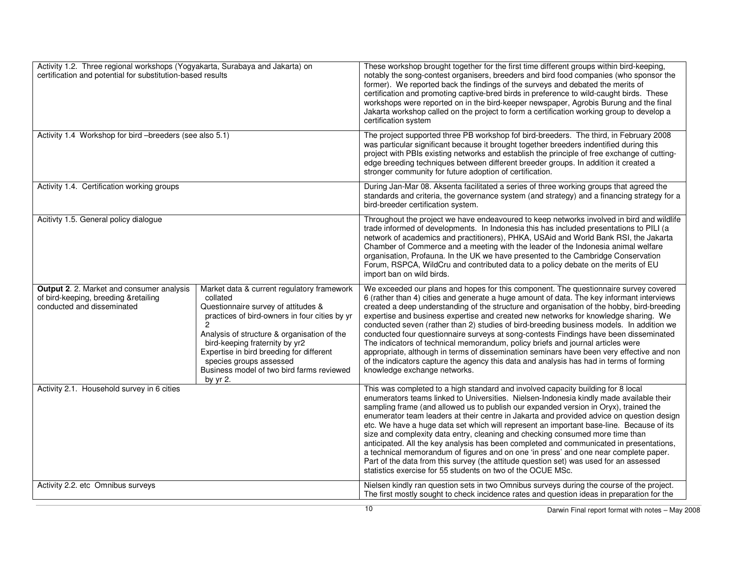| | | |
|---|---|---|
| Activity 1.2. Three regional workshops (Yogyakarta, Surabaya and Jakarta) on certification and potential for substitution-based results | | These workshop brought together for the first time different groups within bird-keeping, notably the song-contest organisers, breeders and bird food companies (who sponsor the former). We reported back the findings of the surveys and debated the merits of certification and promoting captive-bred birds in preference to wild-caught birds. These workshops were reported on in the bird-keeper newspaper, Agrobis Burung and the final Jakarta workshop called on the project to form a certification working group to develop a certification system |
| Activity 1.4 Workshop for bird –breeders (see also 5.1) | | The project supported three PB workshop fof bird-breeders. The third, in February 2008 was particular significant because it brought together breeders indentified during this project with PBIs existing networks and establish the principle of free exchange of cutting-edge breeding techniques between different breeder groups. In addition it created a stronger community for future adoption of certification. |
| Activity 1.4. Certification working groups | | During Jan-Mar 08. Aksenta facilitated a series of three working groups that agreed the standards and criteria, the governance system (and strategy) and a financing strategy for a bird-breeder certification system. |
| Acitivty 1.5. General policy dialogue | | Throughout the project we have endeavoured to keep networks involved in bird and wildlife trade informed of developments. In Indonesia this has included presentations to PILI (a network of academics and practitioners), PHKA, USAid and World Bank RSI, the Jakarta Chamber of Commerce and a meeting with the leader of the Indonesia animal welfare organisation, Profauna. In the UK we have presented to the Cambridge Conservation Forum, RSPCA, WildCru and contributed data to a policy debate on the merits of EU import ban on wild birds. |
| **Output 2**. 2. Market and consumer analysis of bird-keeping, breeding &retailing conducted and disseminated | Market data & current regulatory framework collated<br>Questionnaire survey of attitudes & practices of bird-owners in four cities by yr 2<br>Analysis of structure & organisation of the bird-keeping fraternity by yr2<br>Expertise in bird breeding for different species groups assessed<br>Business model of two bird farms reviewed by yr 2. | We exceeded our plans and hopes for this component. The questionnaire survey covered 6 (rather than 4) cities and generate a huge amount of data. The key informant interviews created a deep understanding of the structure and organisation of the hobby, bird-breeding expertise and business expertise and created new networks for knowledge sharing. We conducted seven (rather than 2) studies of bird-breeding business models. In addition we conducted four questionnaire surveys at song-contests Findings have been disseminated The indicators of technical memorandum, policy briefs and journal articles were appropriate, although in terms of dissemination seminars have been very effective and non of the indicators capture the agency this data and analysis has had in terms of forming knowledge exchange networks. |
| Activity 2.1. Household survey in 6 cities | | This was completed to a high standard and involved capacity building for 8 local enumerators teams linked to Universities. Nielsen-Indonesia kindly made available their sampling frame (and allowed us to publish our expanded version in Oryx), trained the enumerator team leaders at their centre in Jakarta and provided advice on question design etc. We have a huge data set which will represent an important base-line. Because of its size and complexity data entry, cleaning and checking consumed more time than anticipated. All the key analysis has been completed and communicated in presentations, a technical memorandum of figures and on one 'in press' and one near complete paper. Part of the data from this survey (the attitude question set) was used for an assessed statistics exercise for 55 students on two of the OCUE MSc. |
| Activity 2.2. etc Omnibus surveys | | Nielsen kindly ran question sets in two Omnibus surveys during the course of the project. The first mostly sought to check incidence rates and question ideas in preparation for the |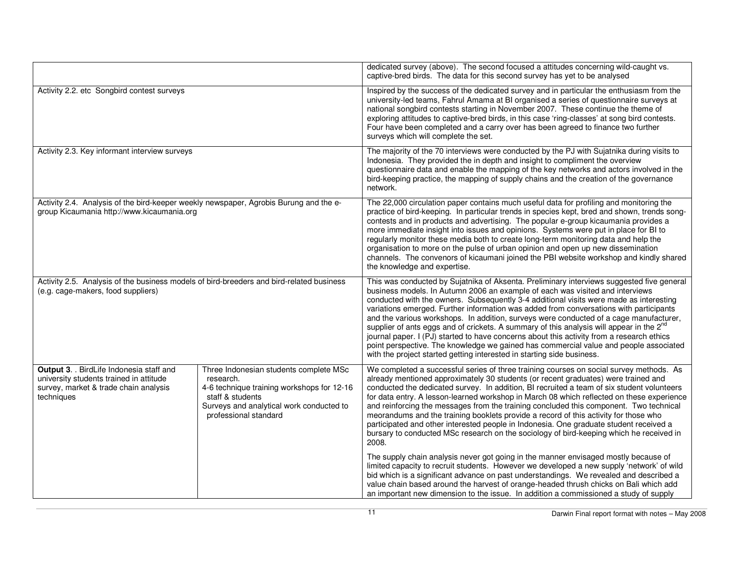| | | |
|---|---|---|
| | | dedicated survey (above). The second focused a attitudes concerning wild-caught vs. captive-bred birds. The data for this second survey has yet to be analysed |
| Activity 2.2. etc Songbird contest surveys | | Inspired by the success of the dedicated survey and in particular the enthusiasm from the university-led teams, Fahrul Amama at BI organised a series of questionnaire surveys at national songbird contests starting in November 2007. These continue the theme of exploring attitudes to captive-bred birds, in this case 'ring-classes' at song bird contests. Four have been completed and a carry over has been agreed to finance two further surveys which will complete the set. |
| Activity 2.3. Key informant interview surveys | | The majority of the 70 interviews were conducted by the PJ with Sujatnika during visits to Indonesia. They provided the in depth and insight to compliment the overview questionnaire data and enable the mapping of the key networks and actors involved in the bird-keeping practice, the mapping of supply chains and the creation of the governance network. |
| Activity 2.4. Analysis of the bird-keeper weekly newspaper, Agrobis Burung and the e-group Kicaumania http://www.kicaumania.org | | The 22,000 circulation paper contains much useful data for profiling and monitoring the practice of bird-keeping. In particular trends in species kept, bred and shown, trends song-contests and in products and advertising. The popular e-group kicaumania provides a more immediate insight into issues and opinions. Systems were put in place for BI to regularly monitor these media both to create long-term monitoring data and help the organisation to more on the pulse of urban opinion and open up new dissemination channels. The convenors of kicaumani joined the PBI website workshop and kindly shared the knowledge and expertise. |
| Activity 2.5. Analysis of the business models of bird-breeders and bird-related business (e.g. cage-makers, food suppliers) | | This was conducted by Sujatnika of Aksenta. Preliminary interviews suggested five general business models. In Autumn 2006 an example of each was visited and interviews conducted with the owners. Subsequently 3-4 additional visits were made as interesting variations emerged. Further information was added from conversations with participants and the various workshops. In addition, surveys were conducted of a cage manufacturer, supplier of ants eggs and of crickets. A summary of this analysis will appear in the 2nd journal paper. I (PJ) started to have concerns about this activity from a research ethics point perspective. The knowledge we gained has commercial value and people associated with the project started getting interested in starting side business. |
| **Output 3.** . BirdLife Indonesia staff and university students trained in attitude survey, market & trade chain analysis techniques | Three Indonesian students complete MSc research.<br>4-6 technique training workshops for 12-16 staff & students<br>Surveys and analytical work conducted to professional standard | We completed a successful series of three training courses on social survey methods. As already mentioned approximately 30 students (or recent graduates) were trained and conducted the dedicated survey. In addition, BI recruited a team of six student volunteers for data entry. A lesson-learned workshop in March 08 which reflected on these experience and reinforcing the messages from the training concluded this component. Two technical meorandums and the training booklets provide a record of this activity for those who participated and other interested people in Indonesia. One graduate student received a bursary to conducted MSc research on the sociology of bird-keeping which he received in 2008.<br><br>The supply chain analysis never got going in the manner envisaged mostly because of limited capacity to recruit students. However we developed a new supply 'network' of wild bid which is a significant advance on past understandings. We revealed and described a value chain based around the harvest of orange-headed thrush chicks on Bali which add an important new dimension to the issue. In addition a commissioned a study of supply |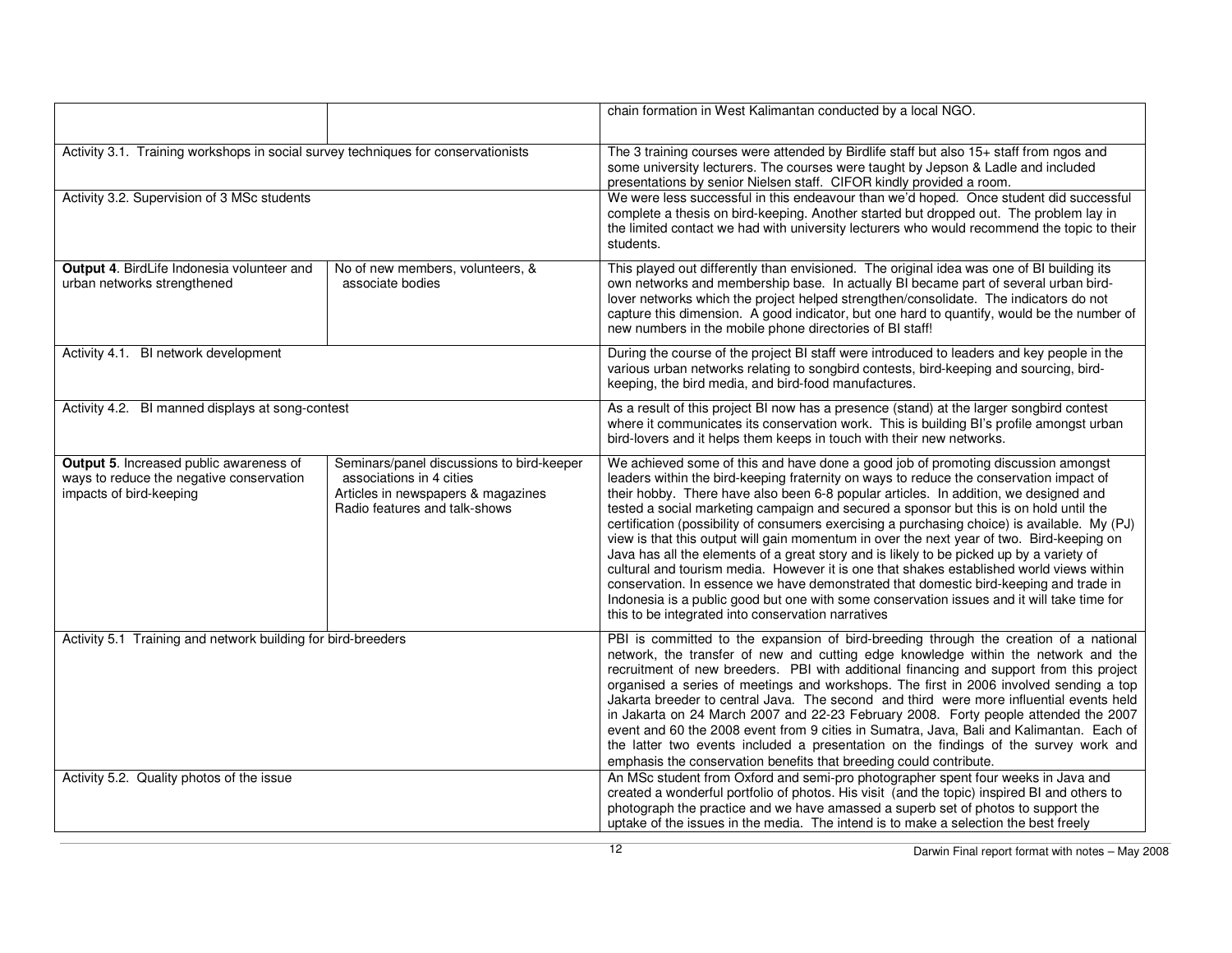| | | |
|---|---|---|
| | | chain formation in West Kalimantan conducted by a local NGO. |
| Activity 3.1. Training workshops in social survey techniques for conservationists | | The 3 training courses were attended by Birdlife staff but also 15+ staff from ngos and some university lecturers. The courses were taught by Jepson & Ladle and included presentations by senior Nielsen staff. CIFOR kindly provided a room. |
| Activity 3.2. Supervision of 3 MSc students | | We were less successful in this endeavour than we'd hoped. Once student did successful complete a thesis on bird-keeping. Another started but dropped out. The problem lay in the limited contact we had with university lecturers who would recommend the topic to their students. |
| **Output 4**. BirdLife Indonesia volunteer and urban networks strengthened | No of new members, volunteers, & associate bodies | This played out differently than envisioned. The original idea was one of BI building its own networks and membership base. In actually BI became part of several urban bird-lover networks which the project helped strengthen/consolidate. The indicators do not capture this dimension. A good indicator, but one hard to quantify, would be the number of new numbers in the mobile phone directories of BI staff! |
| Activity 4.1. BI network development | | During the course of the project BI staff were introduced to leaders and key people in the various urban networks relating to songbird contests, bird-keeping and sourcing, bird-keeping, the bird media, and bird-food manufactures. |
| Activity 4.2. BI manned displays at song-contest | | As a result of this project BI now has a presence (stand) at the larger songbird contest where it communicates its conservation work. This is building BI's profile amongst urban bird-lovers and it helps them keeps in touch with their new networks. |
| **Output 5**. Increased public awareness of ways to reduce the negative conservation impacts of bird-keeping | Seminars/panel discussions to bird-keeper associations in 4 cities<br>Articles in newspapers & magazines<br>Radio features and talk-shows | We achieved some of this and have done a good job of promoting discussion amongst leaders within the bird-keeping fraternity on ways to reduce the conservation impact of their hobby. There have also been 6-8 popular articles. In addition, we designed and tested a social marketing campaign and secured a sponsor but this is on hold until the certification (possibility of consumers exercising a purchasing choice) is available. My (PJ) view is that this output will gain momentum in over the next year of two. Bird-keeping on Java has all the elements of a great story and is likely to be picked up by a variety of cultural and tourism media. However it is one that shakes established world views within conservation. In essence we have demonstrated that domestic bird-keeping and trade in Indonesia is a public good but one with some conservation issues and it will take time for this to be integrated into conservation narratives |
| Activity 5.1 Training and network building for bird-breeders | | PBI is committed to the expansion of bird-breeding through the creation of a national network, the transfer of new and cutting edge knowledge within the network and the recruitment of new breeders. PBI with additional financing and support from this project organised a series of meetings and workshops. The first in 2006 involved sending a top Jakarta breeder to central Java. The second and third were more influential events held in Jakarta on 24 March 2007 and 22-23 February 2008. Forty people attended the 2007 event and 60 the 2008 event from 9 cities in Sumatra, Java, Bali and Kalimantan. Each of the latter two events included a presentation on the findings of the survey work and emphasis the conservation benefits that breeding could contribute. |
| Activity 5.2. Quality photos of the issue | | An MSc student from Oxford and semi-pro photographer spent four weeks in Java and created a wonderful portfolio of photos. His visit (and the topic) inspired BI and others to photograph the practice and we have amassed a superb set of photos to support the uptake of the issues in the media. The intend is to make a selection the best freely |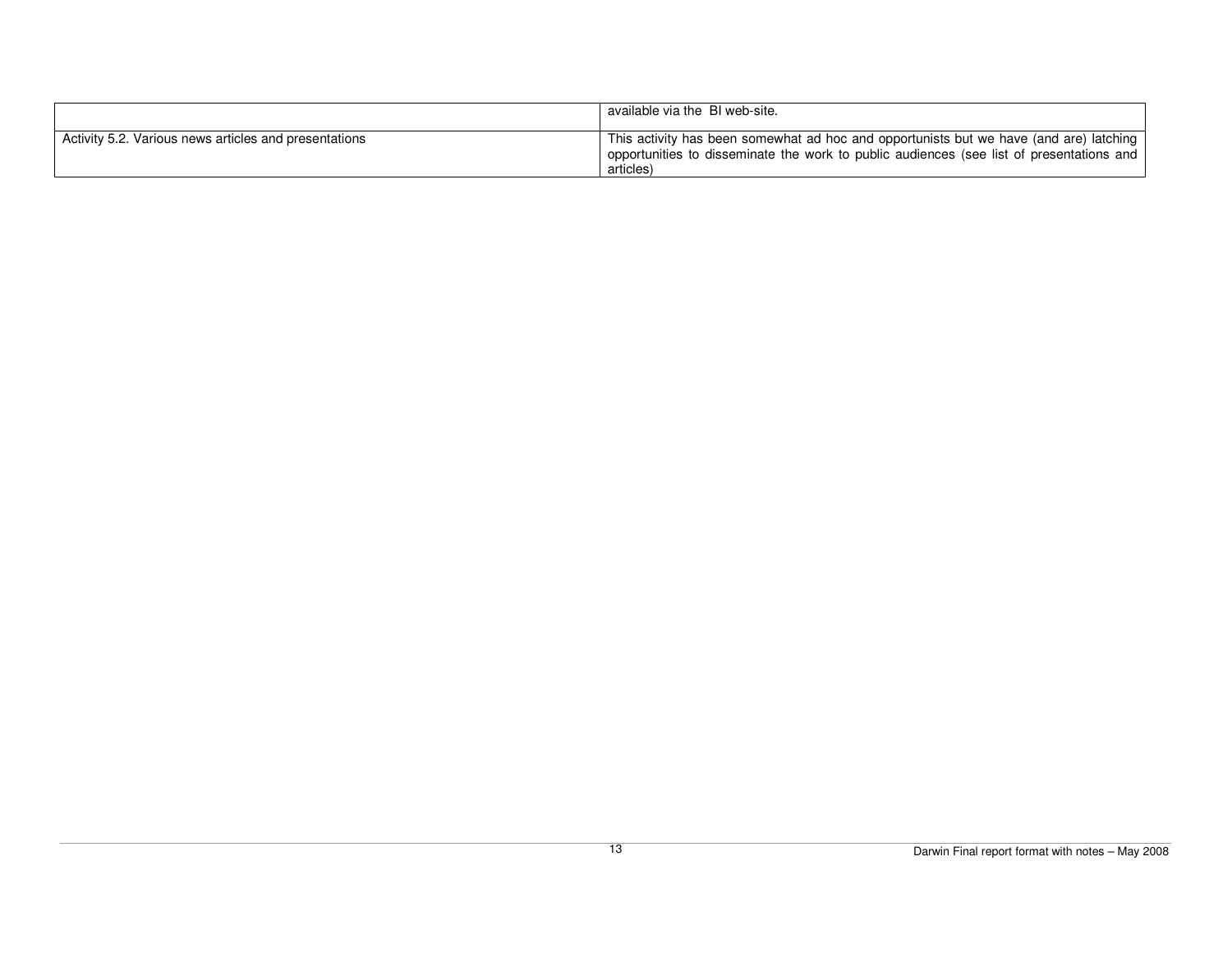| | |
|---|---|
| | available via the BI web-site. |
| Activity 5.2. Various news articles and presentations | This activity has been somewhat ad hoc and opportunists but we have (and are) latching opportunities to disseminate the work to public audiences (see list of presentations and articles) |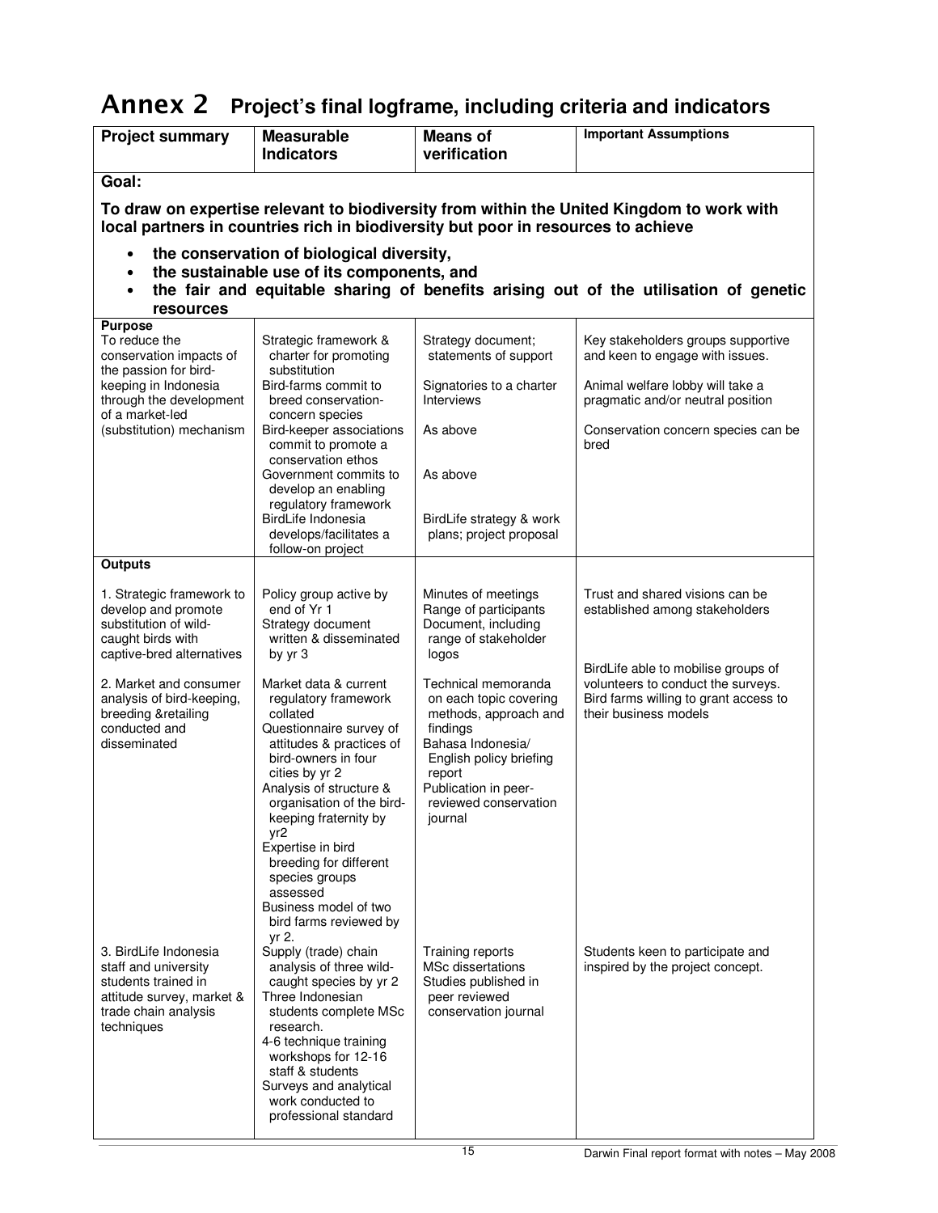# Annex 2 Project's final logframe, including criteria and indicators

| Project summary | Measurable Indicators | Means of verification | Important Assumptions |
|---|---|---|---|
| **Goal:** **To draw on expertise relevant to biodiversity from within the United Kingdom to work with local partners in countries rich in biodiversity but poor in resources to achieve** <br>• **the conservation of biological diversity,** <br>• **the sustainable use of its components, and** <br>• **the fair and equitable sharing of benefits arising out of the utilisation of genetic resources** | | | |
| **Purpose** <br>To reduce the conservation impacts of the passion for bird-keeping in Indonesia through the development of a market-led (substitution) mechanism | Strategic framework & charter for promoting substitution <br>Bird-farms commit to breed conservation-concern species <br>Bird-keeper associations commit to promote a conservation ethos <br>Government commits to develop an enabling regulatory framework <br>BirdLife Indonesia develops/facilitates a follow-on project | Strategy document; statements of support <br>Signatories to a charter Interviews <br>As above <br>As above <br>BirdLife strategy & work plans; project proposal | Key stakeholders groups supportive and keen to engage with issues. <br>Animal welfare lobby will take a pragmatic and/or neutral position <br>Conservation concern species can be bred |
| **Outputs** | | | |
| 1. Strategic framework to develop and promote substitution of wild-caught birds with captive-bred alternatives | Policy group active by end of Yr 1 <br>Strategy document written & disseminated by yr 3 | Minutes of meetings <br>Range of participants <br>Document, including range of stakeholder logos | Trust and shared visions can be established among stakeholders |
| 2. Market and consumer analysis of bird-keeping, breeding &retailing conducted and disseminated | Market data & current regulatory framework collated <br>Questionnaire survey of attitudes & practices of bird-owners in four cities by yr 2 <br>Analysis of structure & organisation of the bird-keeping fraternity by yr2 <br>Expertise in bird breeding for different species groups assessed <br>Business model of two bird farms reviewed by yr 2. <br>Supply (trade) chain analysis of three wild-caught species by yr 2 | Technical memoranda on each topic covering methods, approach and findings <br>Bahasa Indonesia/ English policy briefing report <br>Publication in peer-reviewed conservation journal | BirdLife able to mobilise groups of volunteers to conduct the surveys. <br>Bird farms willing to grant access to their business models |
| 3. BirdLife Indonesia staff and university students trained in attitude survey, market & trade chain analysis techniques | Three Indonesian students complete MSc research. <br>4-6 technique training workshops for 12-16 staff & students <br>Surveys and analytical work conducted to professional standard | Training reports <br>MSc dissertations <br>Studies published in peer reviewed conservation journal | Students keen to participate and inspired by the project concept. |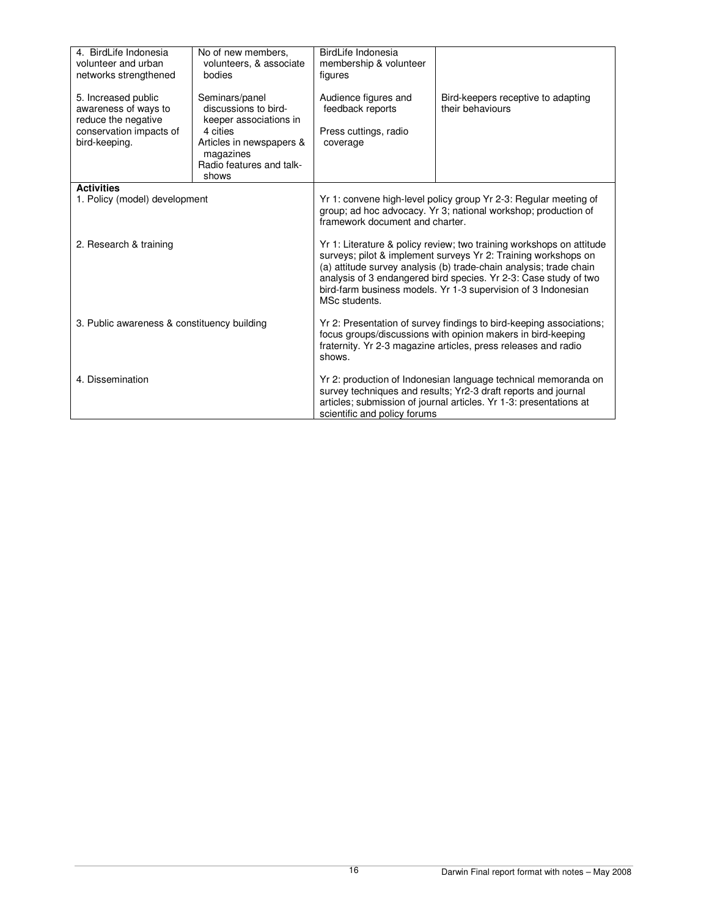| | | | |
|---|---|---|---|
| 4. BirdLife Indonesia volunteer and urban networks strengthened | No of new members, volunteers, & associate bodies | BirdLife Indonesia membership & volunteer figures | |
| 5. Increased public awareness of ways to reduce the negative conservation impacts of bird-keeping. | Seminars/panel discussions to bird-keeper associations in 4 cities<br>Articles in newspapers & magazines<br>Radio features and talk-shows | Audience figures and feedback reports<br><br>Press cuttings, radio coverage | Bird-keepers receptive to adapting their behaviours |
| **Activities**<br>1. Policy (model) development | | Yr 1: convene high-level policy group Yr 2-3: Regular meeting of group; ad hoc advocacy. Yr 3; national workshop; production of framework document and charter. | |
| 2. Research & training | | Yr 1: Literature & policy review; two training workshops on attitude surveys; pilot & implement surveys Yr 2: Training workshops on (a) attitude survey analysis (b) trade-chain analysis; trade chain analysis of 3 endangered bird species. Yr 2-3: Case study of two bird-farm business models. Yr 1-3 supervision of 3 Indonesian MSc students. | |
| 3. Public awareness & constituency building | | Yr 2: Presentation of survey findings to bird-keeping associations; focus groups/discussions with opinion makers in bird-keeping fraternity. Yr 2-3 magazine articles, press releases and radio shows. | |
| 4. Dissemination | | Yr 2: production of Indonesian language technical memoranda on survey techniques and results; Yr2-3 draft reports and journal articles; submission of journal articles. Yr 1-3: presentations at scientific and policy forums | |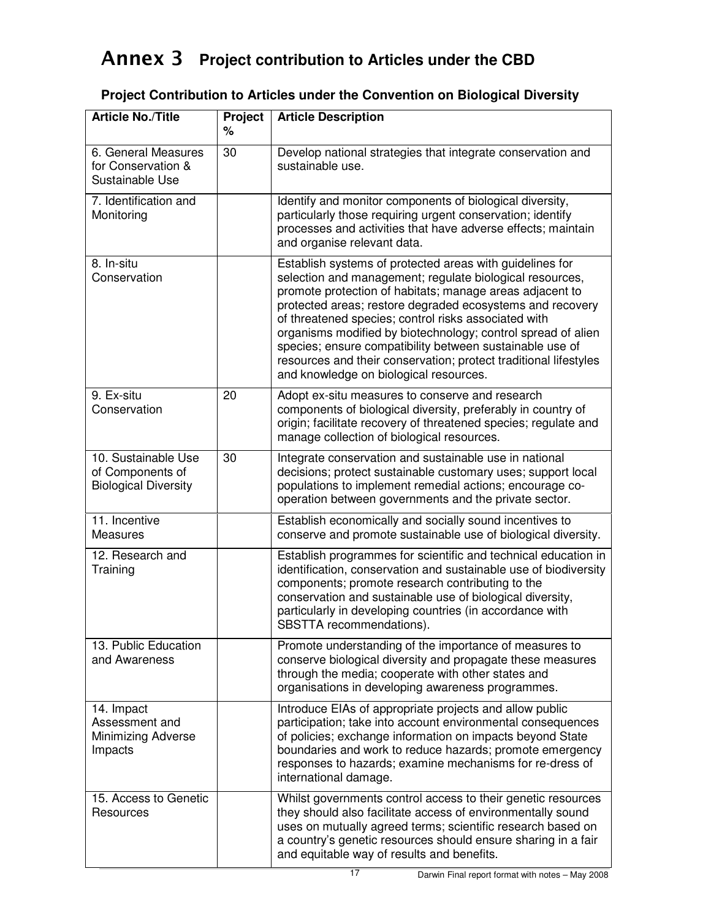# Annex 3 Project contribution to Articles under the CBD

## Project Contribution to Articles under the Convention on Biological Diversity

| Article No./Title | Project % | Article Description |
|---|---|---|
| 6. General Measures for Conservation & Sustainable Use | 30 | Develop national strategies that integrate conservation and sustainable use. |
| 7. Identification and Monitoring | | Identify and monitor components of biological diversity, particularly those requiring urgent conservation; identify processes and activities that have adverse effects; maintain and organise relevant data. |
| 8. In-situ Conservation | | Establish systems of protected areas with guidelines for selection and management; regulate biological resources, promote protection of habitats; manage areas adjacent to protected areas; restore degraded ecosystems and recovery of threatened species; control risks associated with organisms modified by biotechnology; control spread of alien species; ensure compatibility between sustainable use of resources and their conservation; protect traditional lifestyles and knowledge on biological resources. |
| 9. Ex-situ Conservation | 20 | Adopt ex-situ measures to conserve and research components of biological diversity, preferably in country of origin; facilitate recovery of threatened species; regulate and manage collection of biological resources. |
| 10. Sustainable Use of Components of Biological Diversity | 30 | Integrate conservation and sustainable use in national decisions; protect sustainable customary uses; support local populations to implement remedial actions; encourage co-operation between governments and the private sector. |
| 11. Incentive Measures | | Establish economically and socially sound incentives to conserve and promote sustainable use of biological diversity. |
| 12. Research and Training | | Establish programmes for scientific and technical education in identification, conservation and sustainable use of biodiversity components; promote research contributing to the conservation and sustainable use of biological diversity, particularly in developing countries (in accordance with SBSTTA recommendations). |
| 13. Public Education and Awareness | | Promote understanding of the importance of measures to conserve biological diversity and propagate these measures through the media; cooperate with other states and organisations in developing awareness programmes. |
| 14. Impact Assessment and Minimizing Adverse Impacts | | Introduce EIAs of appropriate projects and allow public participation; take into account environmental consequences of policies; exchange information on impacts beyond State boundaries and work to reduce hazards; promote emergency responses to hazards; examine mechanisms for re-dress of international damage. |
| 15. Access to Genetic Resources | | Whilst governments control access to their genetic resources they should also facilitate access of environmentally sound uses on mutually agreed terms; scientific research based on a country's genetic resources should ensure sharing in a fair and equitable way of results and benefits. |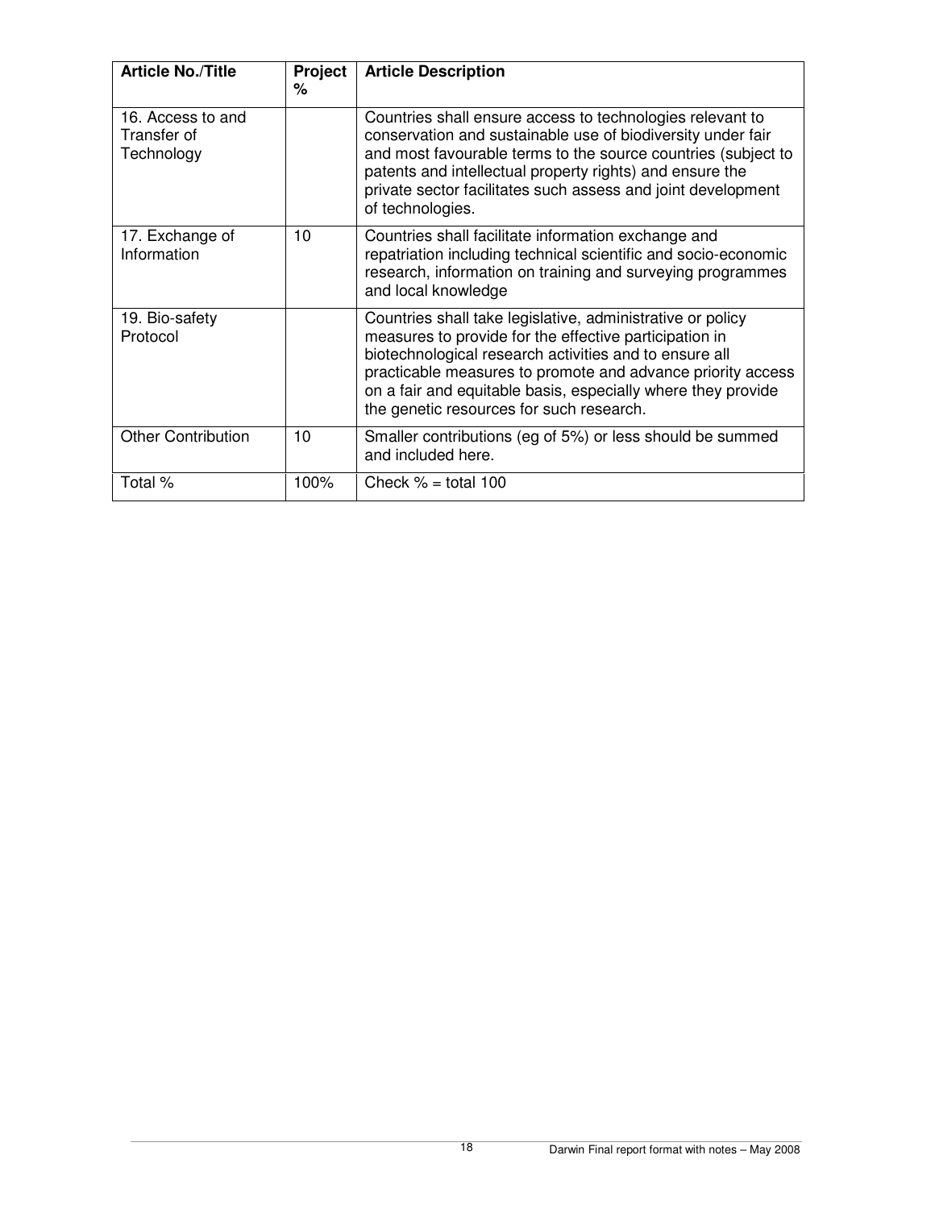| Article No./Title | Project % | Article Description |
|---|---|---|
| 16. Access to and Transfer of Technology | | Countries shall ensure access to technologies relevant to conservation and sustainable use of biodiversity under fair and most favourable terms to the source countries (subject to patents and intellectual property rights) and ensure the private sector facilitates such assess and joint development of technologies. |
| 17. Exchange of Information | 10 | Countries shall facilitate information exchange and repatriation including technical scientific and socio-economic research, information on training and surveying programmes and local knowledge |
| 19. Bio-safety Protocol | | Countries shall take legislative, administrative or policy measures to provide for the effective participation in biotechnological research activities and to ensure all practicable measures to promote and advance priority access on a fair and equitable basis, especially where they provide the genetic resources for such research. |
| Other Contribution | 10 | Smaller contributions (eg of 5%) or less should be summed and included here. |
| Total % | 100% | Check % = total 100 |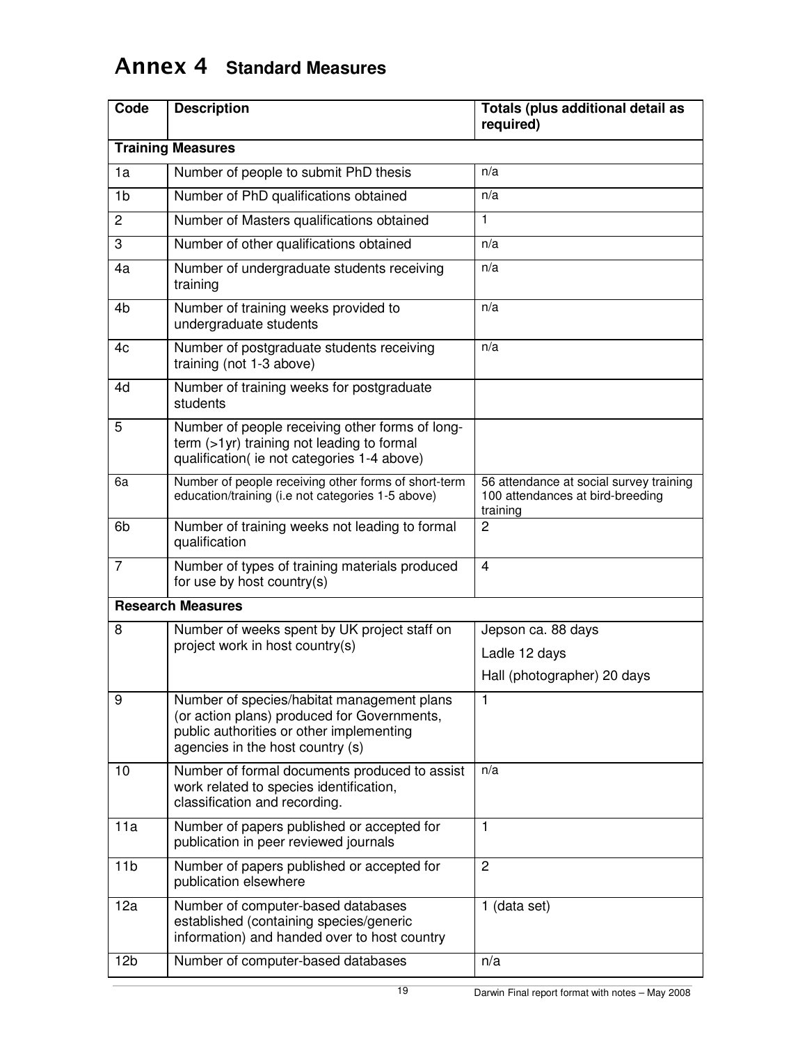# Annex 4 Standard Measures

| Code | Description | Totals (plus additional detail as required) |
|---|---|---|
| **Training Measures** | | |
| 1a | Number of people to submit PhD thesis | n/a |
| 1b | Number of PhD qualifications obtained | n/a |
| 2 | Number of Masters qualifications obtained | 1 |
| 3 | Number of other qualifications obtained | n/a |
| 4a | Number of undergraduate students receiving training | n/a |
| 4b | Number of training weeks provided to undergraduate students | n/a |
| 4c | Number of postgraduate students receiving training (not 1-3 above) | n/a |
| 4d | Number of training weeks for postgraduate students | |
| 5 | Number of people receiving other forms of long-term (>1yr) training not leading to formal qualification( ie not categories 1-4 above) | |
| 6a | Number of people receiving other forms of short-term education/training (i.e not categories 1-5 above) | 56 attendance at social survey training<br>100 attendances at bird-breeding training |
| 6b | Number of training weeks not leading to formal qualification | 2 |
| 7 | Number of types of training materials produced for use by host country(s) | 4 |
| **Research Measures** | | |
| 8 | Number of weeks spent by UK project staff on project work in host country(s) | Jepson ca. 88 days<br>Ladle 12 days<br>Hall (photographer) 20 days |
| 9 | Number of species/habitat management plans (or action plans) produced for Governments, public authorities or other implementing agencies in the host country (s) | 1 |
| 10 | Number of formal documents produced to assist work related to species identification, classification and recording. | n/a |
| 11a | Number of papers published or accepted for publication in peer reviewed journals | 1 |
| 11b | Number of papers published or accepted for publication elsewhere | 2 |
| 12a | Number of computer-based databases established (containing species/generic information) and handed over to host country | 1 (data set) |
| 12b | Number of computer-based databases | n/a |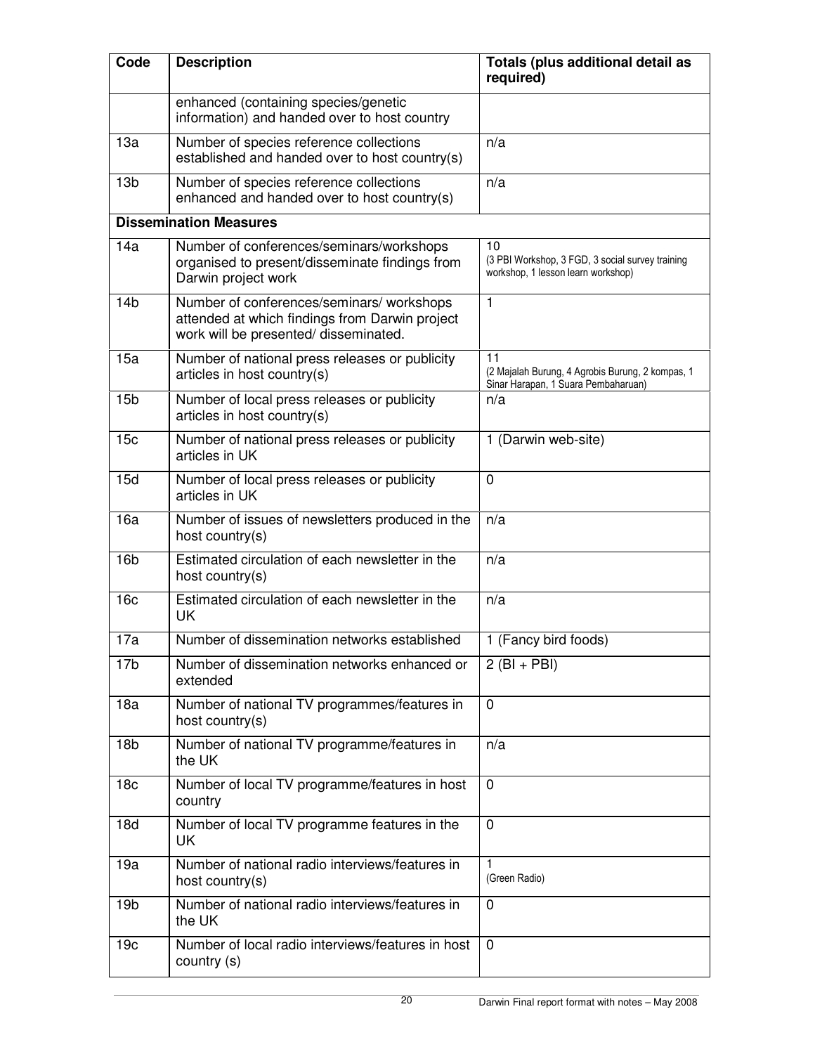| Code | Description | Totals (plus additional detail as required) |
|---|---|---|
| | enhanced (containing species/genetic information) and handed over to host country | |
| 13a | Number of species reference collections established and handed over to host country(s) | n/a |
| 13b | Number of species reference collections enhanced and handed over to host country(s) | n/a |
| **Dissemination Measures** | | |
| 14a | Number of conferences/seminars/workshops organised to present/disseminate findings from Darwin project work | 10 (3 PBI Workshop, 3 FGD, 3 social survey training workshop, 1 lesson learn workshop) |
| 14b | Number of conferences/seminars/ workshops attended at which findings from Darwin project work will be presented/ disseminated. | 1 |
| 15a | Number of national press releases or publicity articles in host country(s) | 11 (2 Majalah Burung, 4 Agrobis Burung, 2 kompas, 1 Sinar Harapan, 1 Suara Pembaharuan) |
| 15b | Number of local press releases or publicity articles in host country(s) | n/a |
| 15c | Number of national press releases or publicity articles in UK | 1 (Darwin web-site) |
| 15d | Number of local press releases or publicity articles in UK | 0 |
| 16a | Number of issues of newsletters produced in the host country(s) | n/a |
| 16b | Estimated circulation of each newsletter in the host country(s) | n/a |
| 16c | Estimated circulation of each newsletter in the UK | n/a |
| 17a | Number of dissemination networks established | 1 (Fancy bird foods) |
| 17b | Number of dissemination networks enhanced or extended | 2 (BI + PBI) |
| 18a | Number of national TV programmes/features in host country(s) | 0 |
| 18b | Number of national TV programme/features in the UK | n/a |
| 18c | Number of local TV programme/features in host country | 0 |
| 18d | Number of local TV programme features in the UK | 0 |
| 19a | Number of national radio interviews/features in host country(s) | 1 (Green Radio) |
| 19b | Number of national radio interviews/features in the UK | 0 |
| 19c | Number of local radio interviews/features in host country (s) | 0 |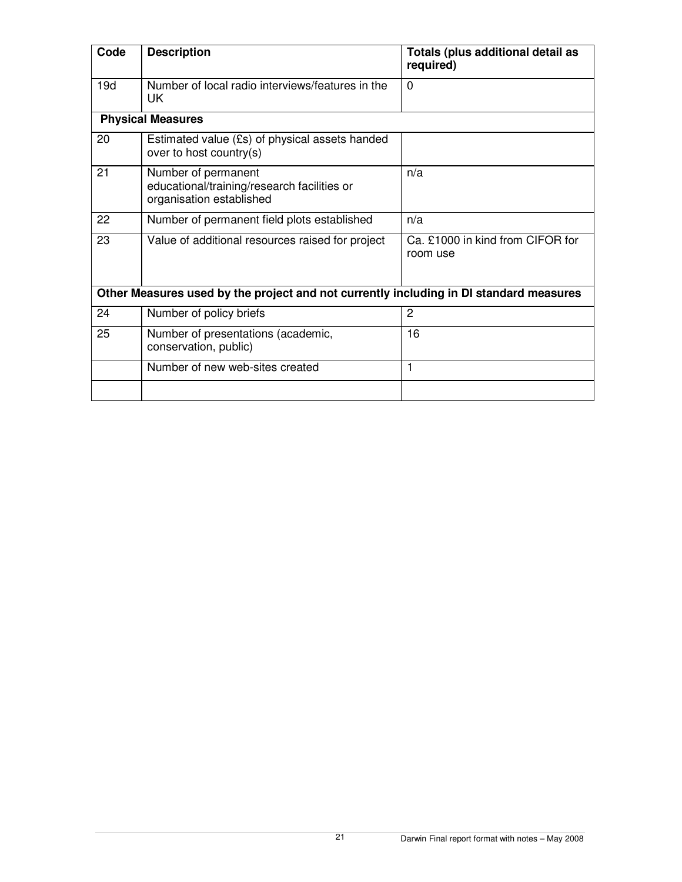| Code | Description | Totals (plus additional detail as required) |
|---|---|---|
| 19d | Number of local radio interviews/features in the UK | 0 |
| **Physical Measures** | | |
| 20 | Estimated value (£s) of physical assets handed over to host country(s) | |
| 21 | Number of permanent educational/training/research facilities or organisation established | n/a |
| 22 | Number of permanent field plots established | n/a |
| 23 | Value of additional resources raised for project | Ca. £1000 in kind from CIFOR for room use |
| **Other Measures used by the project and not currently including in DI standard measures** | | |
| 24 | Number of policy briefs | 2 |
| 25 | Number of presentations (academic, conservation, public) | 16 |
| | Number of new web-sites created | 1 |
| | | |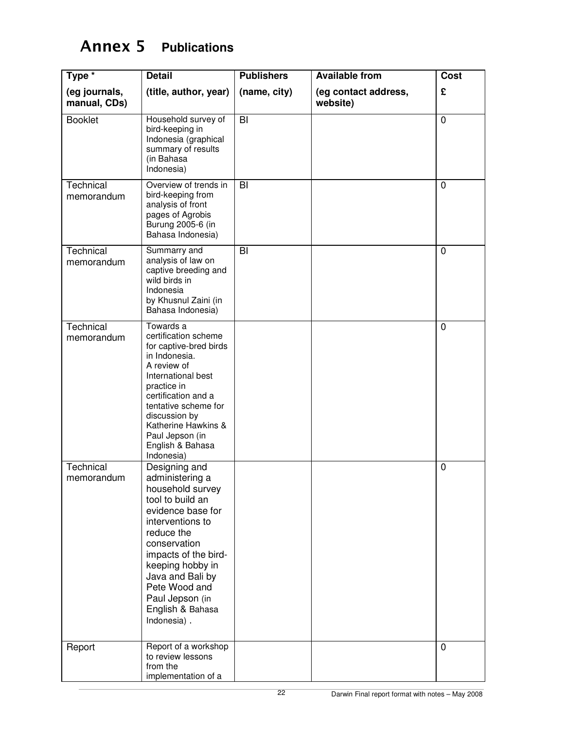# Annex 5 Publications

| Type * (eg journals, manual, CDs) | Detail (title, author, year) | Publishers (name, city) | Available from (eg contact address, website) | Cost £ |
|---|---|---|---|---|
| Booklet | Household survey of bird-keeping in Indonesia (graphical summary of results (in Bahasa Indonesia) | BI | | 0 |
| Technical memorandum | Overview of trends in bird-keeping from analysis of front pages of Agrobis Burung 2005-6 (in Bahasa Indonesia) | BI | | 0 |
| Technical memorandum | Summarry and analysis of law on captive breeding and wild birds in Indonesia by Khusnul Zaini (in Bahasa Indonesia) | BI | | 0 |
| Technical memorandum | Towards a certification scheme for captive-bred birds in Indonesia. A review of International best practice in certification and a tentative scheme for discussion by Katherine Hawkins & Paul Jepson (in English & Bahasa Indonesia) | | | 0 |
| Technical memorandum | Designing and administering a household survey tool to build an evidence base for interventions to reduce the conservation impacts of the bird-keeping hobby in Java and Bali by Pete Wood and Paul Jepson (in English & Bahasa Indonesia) . | | | 0 |
| Report | Report of a workshop to review lessons from the implementation of a | | | 0 |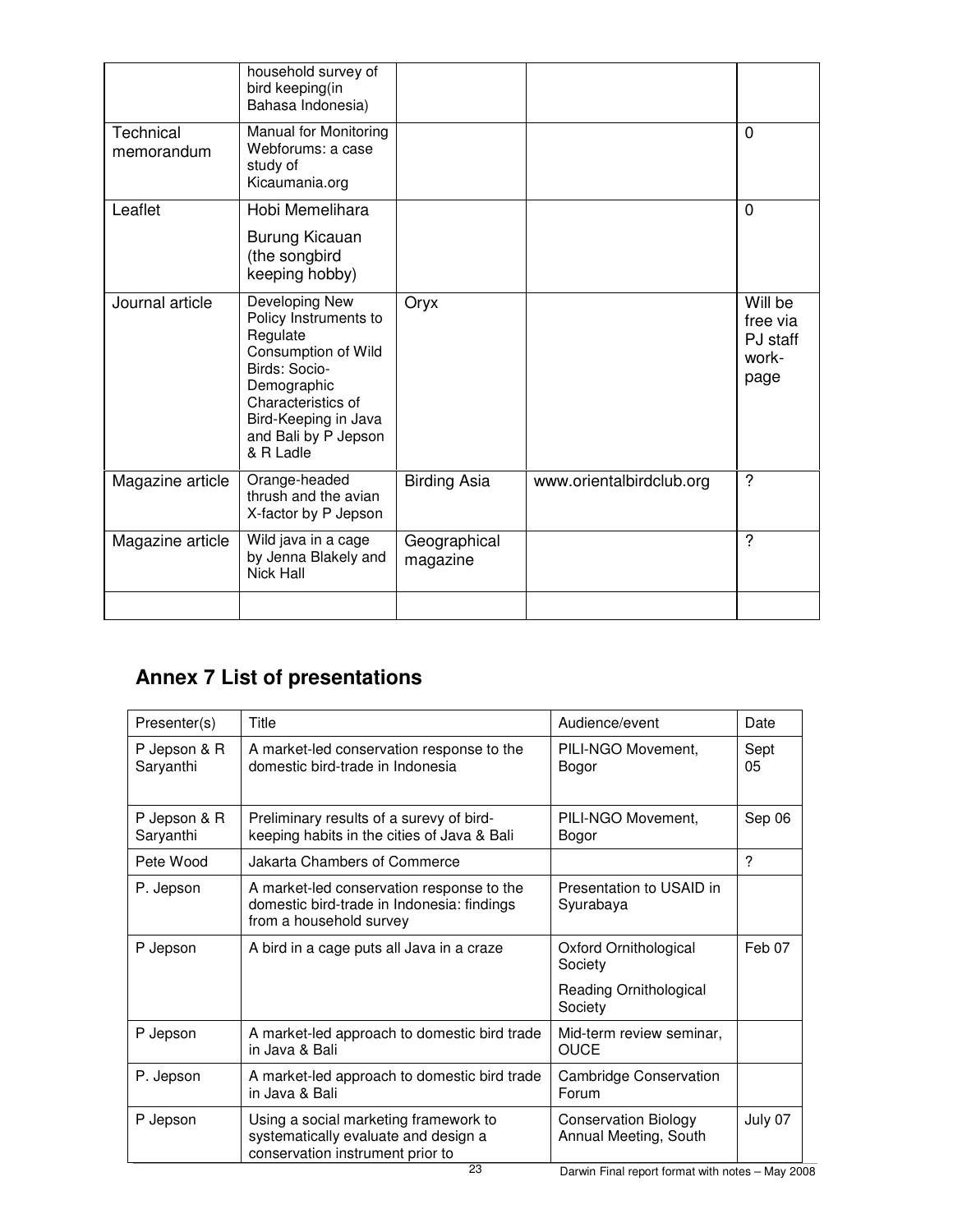| | | | | |
|---|---|---|---|---|
| | household survey of bird keeping(in Bahasa Indonesia) | | | |
| Technical memorandum | Manual for Monitoring Webforums: a case study of Kicaumania.org | | | 0 |
| Leaflet | Hobi Memelihara Burung Kicauan (the songbird keeping hobby) | | | 0 |
| Journal article | Developing New Policy Instruments to Regulate Consumption of Wild Birds: Socio-Demographic Characteristics of Bird-Keeping in Java and Bali by P Jepson & R Ladle | Oryx | | Will be free via PJ staff work-page |
| Magazine article | Orange-headed thrush and the avian X-factor by P Jepson | Birding Asia | www.orientalbirdclub.org | ? |
| Magazine article | Wild java in a cage by Jenna Blakely and Nick Hall | Geographical magazine | | ? |
| | | | | |

## Annex 7 List of presentations

| Presenter(s) | Title | Audience/event | Date |
|---|---|---|---|
| P Jepson & R Saryanthi | A market-led conservation response to the domestic bird-trade in Indonesia | PILI-NGO Movement, Bogor | Sept 05 |
| P Jepson & R Saryanthi | Preliminary results of a surevy of bird-keeping habits in the cities of Java & Bali | PILI-NGO Movement, Bogor | Sep 06 |
| Pete Wood | Jakarta Chambers of Commerce | | ? |
| P. Jepson | A market-led conservation response to the domestic bird-trade in Indonesia: findings from a household survey | Presentation to USAID in Syurabaya | |
| P Jepson | A bird in a cage puts all Java in a craze | Oxford Ornithological Society<br>Reading Ornithological Society | Feb 07 |
| P Jepson | A market-led approach to domestic bird trade in Java & Bali | Mid-term review seminar, OUCE | |
| P. Jepson | A market-led approach to domestic bird trade in Java & Bali | Cambridge Conservation Forum | |
| P Jepson | Using a social marketing framework to systematically evaluate and design a conservation instrument prior to | Conservation Biology Annual Meeting, South | July 07 |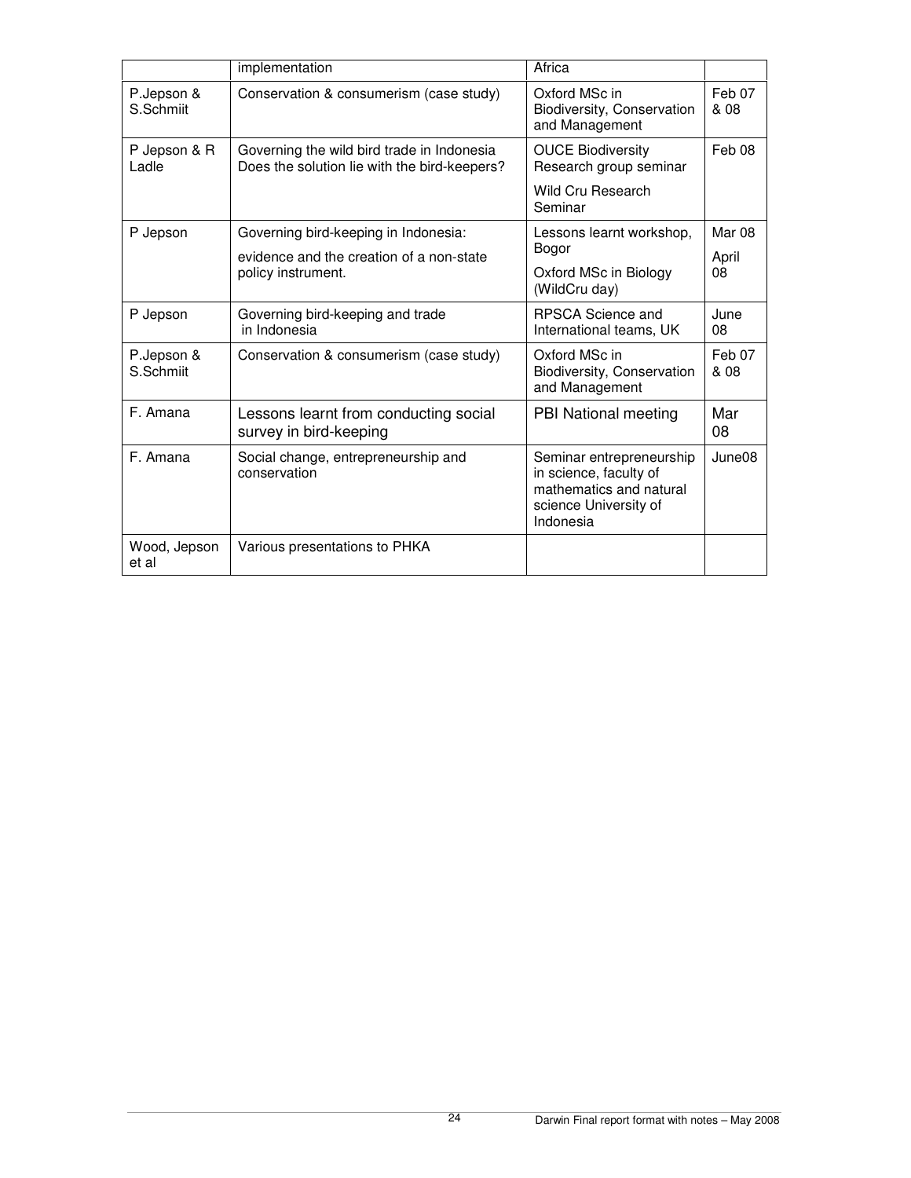| | | | |
|---|---|---|---|
| | implementation | Africa | |
| P.Jepson & S.Schmiit | Conservation & consumerism (case study) | Oxford MSc in Biodiversity, Conservation and Management | Feb 07 & 08 |
| P Jepson & R Ladle | Governing the wild bird trade in Indonesia Does the solution lie with the bird-keepers? | OUCE Biodiversity Research group seminar<br>Wild Cru Research Seminar | Feb 08 |
| P Jepson | Governing bird-keeping in Indonesia:<br>evidence and the creation of a non-state policy instrument. | Lessons learnt workshop, Bogor<br>Oxford MSc in Biology (WildCru day) | Mar 08<br>April 08 |
| P Jepson | Governing bird-keeping and trade in Indonesia | RPSCA Science and International teams, UK | June 08 |
| P.Jepson & S.Schmiit | Conservation & consumerism (case study) | Oxford MSc in Biodiversity, Conservation and Management | Feb 07 & 08 |
| F. Amana | Lessons learnt from conducting social survey in bird-keeping | PBI National meeting | Mar 08 |
| F. Amana | Social change, entrepreneurship and conservation | Seminar entrepreneurship in science, faculty of mathematics and natural science University of Indonesia | June08 |
| Wood, Jepson et al | Various presentations to PHKA | | |